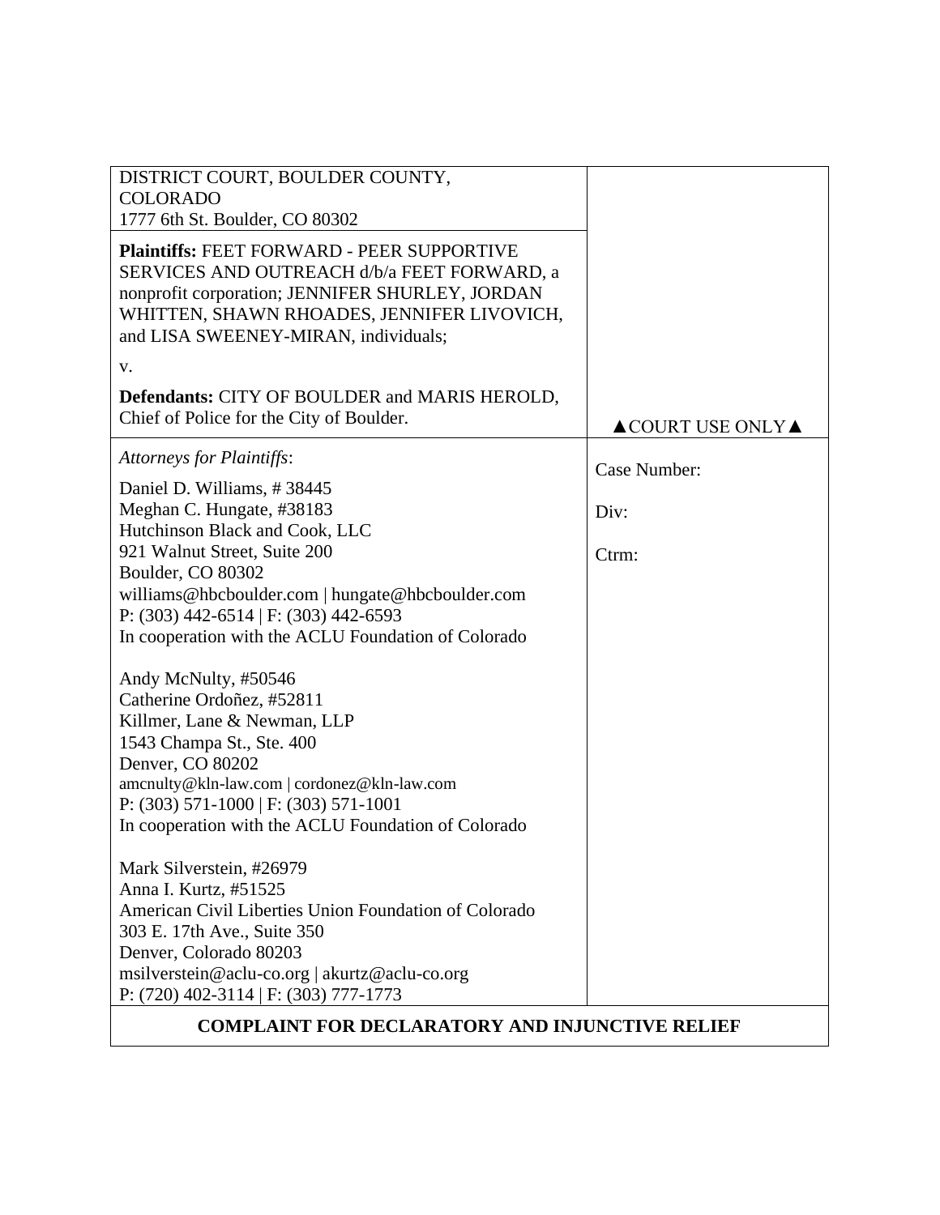| | |
|---|---|
| DISTRICT COURT, BOULDER COUNTY, COLORADO<br>1777 6th St. Boulder, CO 80302 | |
| **Plaintiffs:** FEET FORWARD - PEER SUPPORTIVE SERVICES AND OUTREACH d/b/a FEET FORWARD, a nonprofit corporation; JENNIFER SHURLEY, JORDAN WHITTEN, SHAWN RHOADES, JENNIFER LIVOVICH, and LISA SWEENEY-MIRAN, individuals;<br><br>v.<br><br>**Defendants:** CITY OF BOULDER and MARIS HEROLD, Chief of Police for the City of Boulder. | ▲COURT USE ONLY▲ |
| *Attorneys for Plaintiffs*:<br><br>Daniel D. Williams, # 38445<br>Meghan C. Hungate, #38183<br>Hutchinson Black and Cook, LLC<br>921 Walnut Street, Suite 200<br>Boulder, CO 80302<br>williams@hbcboulder.com \| hungate@hbcboulder.com<br>P: (303) 442-6514 \| F: (303) 442-6593<br>In cooperation with the ACLU Foundation of Colorado<br><br>Andy McNulty, #50546<br>Catherine Ordoñez, #52811<br>Killmer, Lane & Newman, LLP<br>1543 Champa St., Ste. 400<br>Denver, CO 80202<br>amcnulty@kln-law.com \| cordonez@kln-law.com<br>P: (303) 571-1000 \| F: (303) 571-1001<br>In cooperation with the ACLU Foundation of Colorado<br><br>Mark Silverstein, #26979<br>Anna I. Kurtz, #51525<br>American Civil Liberties Union Foundation of Colorado<br>303 E. 17th Ave., Suite 350<br>Denver, Colorado 80203<br>msilverstein@aclu-co.org \| akurtz@aclu-co.org<br>P: (720) 402-3114 \| F: (303) 777-1773 | Case Number:<br><br>Div:<br><br>Ctrm: |

**COMPLAINT FOR DECLARATORY AND INJUNCTIVE RELIEF**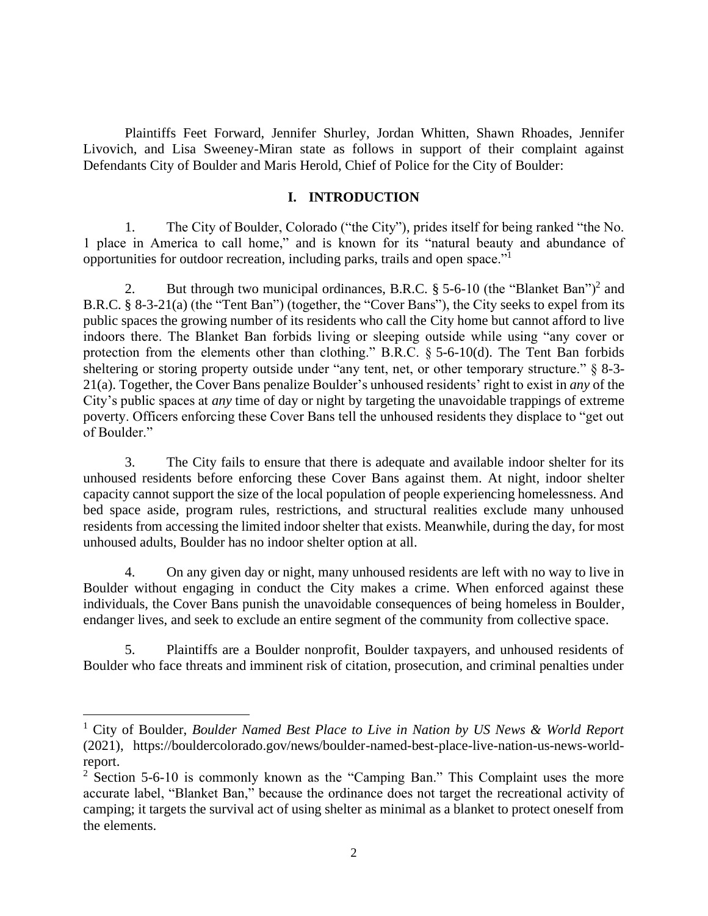Plaintiffs Feet Forward, Jennifer Shurley, Jordan Whitten, Shawn Rhoades, Jennifer Livovich, and Lisa Sweeney-Miran state as follows in support of their complaint against Defendants City of Boulder and Maris Herold, Chief of Police for the City of Boulder:

## I. INTRODUCTION

1. The City of Boulder, Colorado ("the City"), prides itself for being ranked "the No. 1 place in America to call home," and is known for its "natural beauty and abundance of opportunities for outdoor recreation, including parks, trails and open space."[1]

2. But through two municipal ordinances, B.R.C. § 5-6-10 (the "Blanket Ban")[2] and B.R.C. § 8-3-21(a) (the "Tent Ban") (together, the "Cover Bans"), the City seeks to expel from its public spaces the growing number of its residents who call the City home but cannot afford to live indoors there. The Blanket Ban forbids living or sleeping outside while using "any cover or protection from the elements other than clothing." B.R.C. § 5-6-10(d). The Tent Ban forbids sheltering or storing property outside under "any tent, net, or other temporary structure." § 8-3-21(a). Together, the Cover Bans penalize Boulder's unhoused residents' right to exist in *any* of the City's public spaces at *any* time of day or night by targeting the unavoidable trappings of extreme poverty. Officers enforcing these Cover Bans tell the unhoused residents they displace to "get out of Boulder."

3. The City fails to ensure that there is adequate and available indoor shelter for its unhoused residents before enforcing these Cover Bans against them. At night, indoor shelter capacity cannot support the size of the local population of people experiencing homelessness. And bed space aside, program rules, restrictions, and structural realities exclude many unhoused residents from accessing the limited indoor shelter that exists. Meanwhile, during the day, for most unhoused adults, Boulder has no indoor shelter option at all.

4. On any given day or night, many unhoused residents are left with no way to live in Boulder without engaging in conduct the City makes a crime. When enforced against these individuals, the Cover Bans punish the unavoidable consequences of being homeless in Boulder, endanger lives, and seek to exclude an entire segment of the community from collective space.

5. Plaintiffs are a Boulder nonprofit, Boulder taxpayers, and unhoused residents of Boulder who face threats and imminent risk of citation, prosecution, and criminal penalties under

---

[1] City of Boulder, *Boulder Named Best Place to Live in Nation by US News & World Report* (2021), https://bouldercolorado.gov/news/boulder-named-best-place-live-nation-us-news-world-report.

[2] Section 5-6-10 is commonly known as the "Camping Ban." This Complaint uses the more accurate label, "Blanket Ban," because the ordinance does not target the recreational activity of camping; it targets the survival act of using shelter as minimal as a blanket to protect oneself from the elements.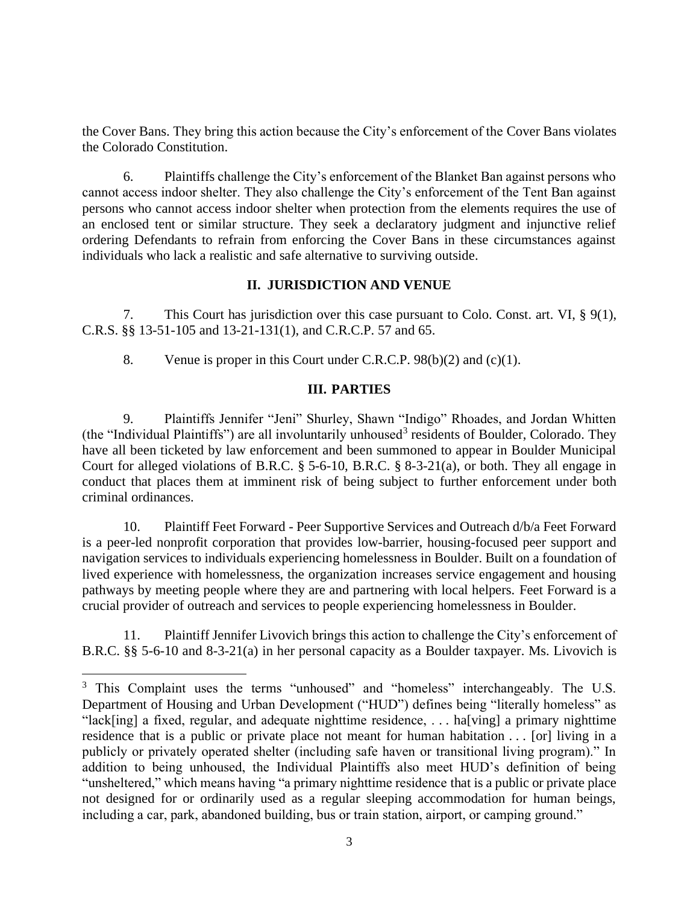the Cover Bans. They bring this action because the City's enforcement of the Cover Bans violates the Colorado Constitution.

6. Plaintiffs challenge the City's enforcement of the Blanket Ban against persons who cannot access indoor shelter. They also challenge the City's enforcement of the Tent Ban against persons who cannot access indoor shelter when protection from the elements requires the use of an enclosed tent or similar structure. They seek a declaratory judgment and injunctive relief ordering Defendants to refrain from enforcing the Cover Bans in these circumstances against individuals who lack a realistic and safe alternative to surviving outside.

## II. JURISDICTION AND VENUE

7. This Court has jurisdiction over this case pursuant to Colo. Const. art. VI, § 9(1), C.R.S. §§ 13-51-105 and 13-21-131(1), and C.R.C.P. 57 and 65.

8. Venue is proper in this Court under C.R.C.P. 98(b)(2) and (c)(1).

## III. PARTIES

9. Plaintiffs Jennifer "Jeni" Shurley, Shawn "Indigo" Rhoades, and Jordan Whitten (the "Individual Plaintiffs") are all involuntarily unhoused[3] residents of Boulder, Colorado. They have all been ticketed by law enforcement and been summoned to appear in Boulder Municipal Court for alleged violations of B.R.C. § 5-6-10, B.R.C. § 8-3-21(a), or both. They all engage in conduct that places them at imminent risk of being subject to further enforcement under both criminal ordinances.

10. Plaintiff Feet Forward - Peer Supportive Services and Outreach d/b/a Feet Forward is a peer-led nonprofit corporation that provides low-barrier, housing-focused peer support and navigation services to individuals experiencing homelessness in Boulder. Built on a foundation of lived experience with homelessness, the organization increases service engagement and housing pathways by meeting people where they are and partnering with local helpers. Feet Forward is a crucial provider of outreach and services to people experiencing homelessness in Boulder.

11. Plaintiff Jennifer Livovich brings this action to challenge the City's enforcement of B.R.C. §§ 5-6-10 and 8-3-21(a) in her personal capacity as a Boulder taxpayer. Ms. Livovich is

---

[3] This Complaint uses the terms "unhoused" and "homeless" interchangeably. The U.S. Department of Housing and Urban Development ("HUD") defines being "literally homeless" as "lack[ing] a fixed, regular, and adequate nighttime residence, . . . ha[ving] a primary nighttime residence that is a public or private place not meant for human habitation . . . [or] living in a publicly or privately operated shelter (including safe haven or transitional living program)." In addition to being unhoused, the Individual Plaintiffs also meet HUD's definition of being "unsheltered," which means having "a primary nighttime residence that is a public or private place not designed for or ordinarily used as a regular sleeping accommodation for human beings, including a car, park, abandoned building, bus or train station, airport, or camping ground."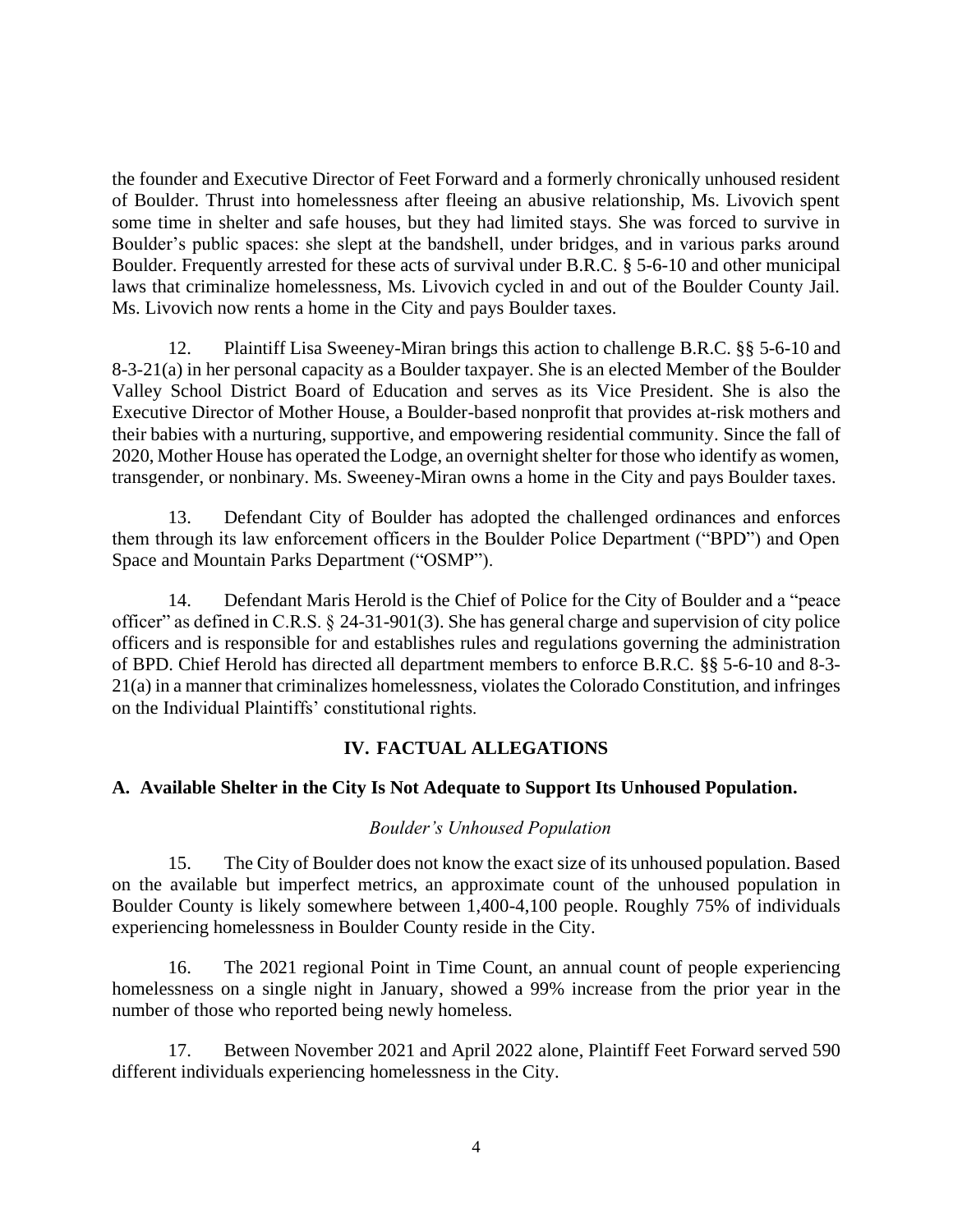the founder and Executive Director of Feet Forward and a formerly chronically unhoused resident of Boulder. Thrust into homelessness after fleeing an abusive relationship, Ms. Livovich spent some time in shelter and safe houses, but they had limited stays. She was forced to survive in Boulder's public spaces: she slept at the bandshell, under bridges, and in various parks around Boulder. Frequently arrested for these acts of survival under B.R.C. § 5-6-10 and other municipal laws that criminalize homelessness, Ms. Livovich cycled in and out of the Boulder County Jail. Ms. Livovich now rents a home in the City and pays Boulder taxes.

12. Plaintiff Lisa Sweeney-Miran brings this action to challenge B.R.C. §§ 5-6-10 and 8-3-21(a) in her personal capacity as a Boulder taxpayer. She is an elected Member of the Boulder Valley School District Board of Education and serves as its Vice President. She is also the Executive Director of Mother House, a Boulder-based nonprofit that provides at-risk mothers and their babies with a nurturing, supportive, and empowering residential community. Since the fall of 2020, Mother House has operated the Lodge, an overnight shelter for those who identify as women, transgender, or nonbinary. Ms. Sweeney-Miran owns a home in the City and pays Boulder taxes.

13. Defendant City of Boulder has adopted the challenged ordinances and enforces them through its law enforcement officers in the Boulder Police Department ("BPD") and Open Space and Mountain Parks Department ("OSMP").

14. Defendant Maris Herold is the Chief of Police for the City of Boulder and a "peace officer" as defined in C.R.S. § 24-31-901(3). She has general charge and supervision of city police officers and is responsible for and establishes rules and regulations governing the administration of BPD. Chief Herold has directed all department members to enforce B.R.C. §§ 5-6-10 and 8-3-21(a) in a manner that criminalizes homelessness, violates the Colorado Constitution, and infringes on the Individual Plaintiffs' constitutional rights.

## IV. FACTUAL ALLEGATIONS

### A. Available Shelter in the City Is Not Adequate to Support Its Unhoused Population.

*Boulder's Unhoused Population*

15. The City of Boulder does not know the exact size of its unhoused population. Based on the available but imperfect metrics, an approximate count of the unhoused population in Boulder County is likely somewhere between 1,400-4,100 people. Roughly 75% of individuals experiencing homelessness in Boulder County reside in the City.

16. The 2021 regional Point in Time Count, an annual count of people experiencing homelessness on a single night in January, showed a 99% increase from the prior year in the number of those who reported being newly homeless.

17. Between November 2021 and April 2022 alone, Plaintiff Feet Forward served 590 different individuals experiencing homelessness in the City.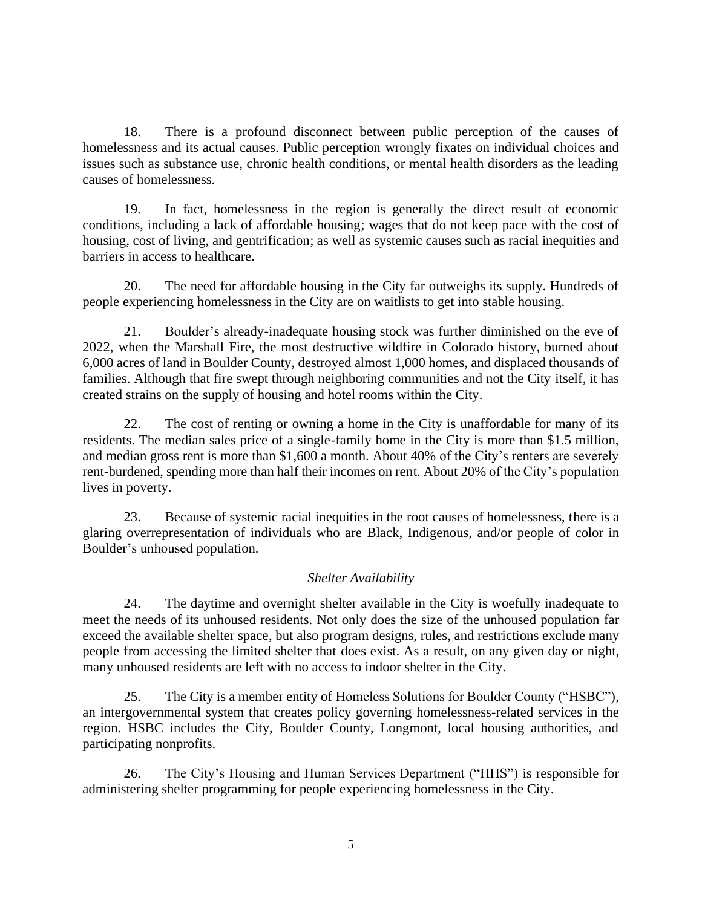18. There is a profound disconnect between public perception of the causes of homelessness and its actual causes. Public perception wrongly fixates on individual choices and issues such as substance use, chronic health conditions, or mental health disorders as the leading causes of homelessness.

19. In fact, homelessness in the region is generally the direct result of economic conditions, including a lack of affordable housing; wages that do not keep pace with the cost of housing, cost of living, and gentrification; as well as systemic causes such as racial inequities and barriers in access to healthcare.

20. The need for affordable housing in the City far outweighs its supply. Hundreds of people experiencing homelessness in the City are on waitlists to get into stable housing.

21. Boulder's already-inadequate housing stock was further diminished on the eve of 2022, when the Marshall Fire, the most destructive wildfire in Colorado history, burned about 6,000 acres of land in Boulder County, destroyed almost 1,000 homes, and displaced thousands of families. Although that fire swept through neighboring communities and not the City itself, it has created strains on the supply of housing and hotel rooms within the City.

22. The cost of renting or owning a home in the City is unaffordable for many of its residents. The median sales price of a single-family home in the City is more than $1.5 million, and median gross rent is more than $1,600 a month. About 40% of the City's renters are severely rent-burdened, spending more than half their incomes on rent. About 20% of the City's population lives in poverty.

23. Because of systemic racial inequities in the root causes of homelessness, there is a glaring overrepresentation of individuals who are Black, Indigenous, and/or people of color in Boulder's unhoused population.

*Shelter Availability*

24. The daytime and overnight shelter available in the City is woefully inadequate to meet the needs of its unhoused residents. Not only does the size of the unhoused population far exceed the available shelter space, but also program designs, rules, and restrictions exclude many people from accessing the limited shelter that does exist. As a result, on any given day or night, many unhoused residents are left with no access to indoor shelter in the City.

25. The City is a member entity of Homeless Solutions for Boulder County ("HSBC"), an intergovernmental system that creates policy governing homelessness-related services in the region. HSBC includes the City, Boulder County, Longmont, local housing authorities, and participating nonprofits.

26. The City's Housing and Human Services Department ("HHS") is responsible for administering shelter programming for people experiencing homelessness in the City.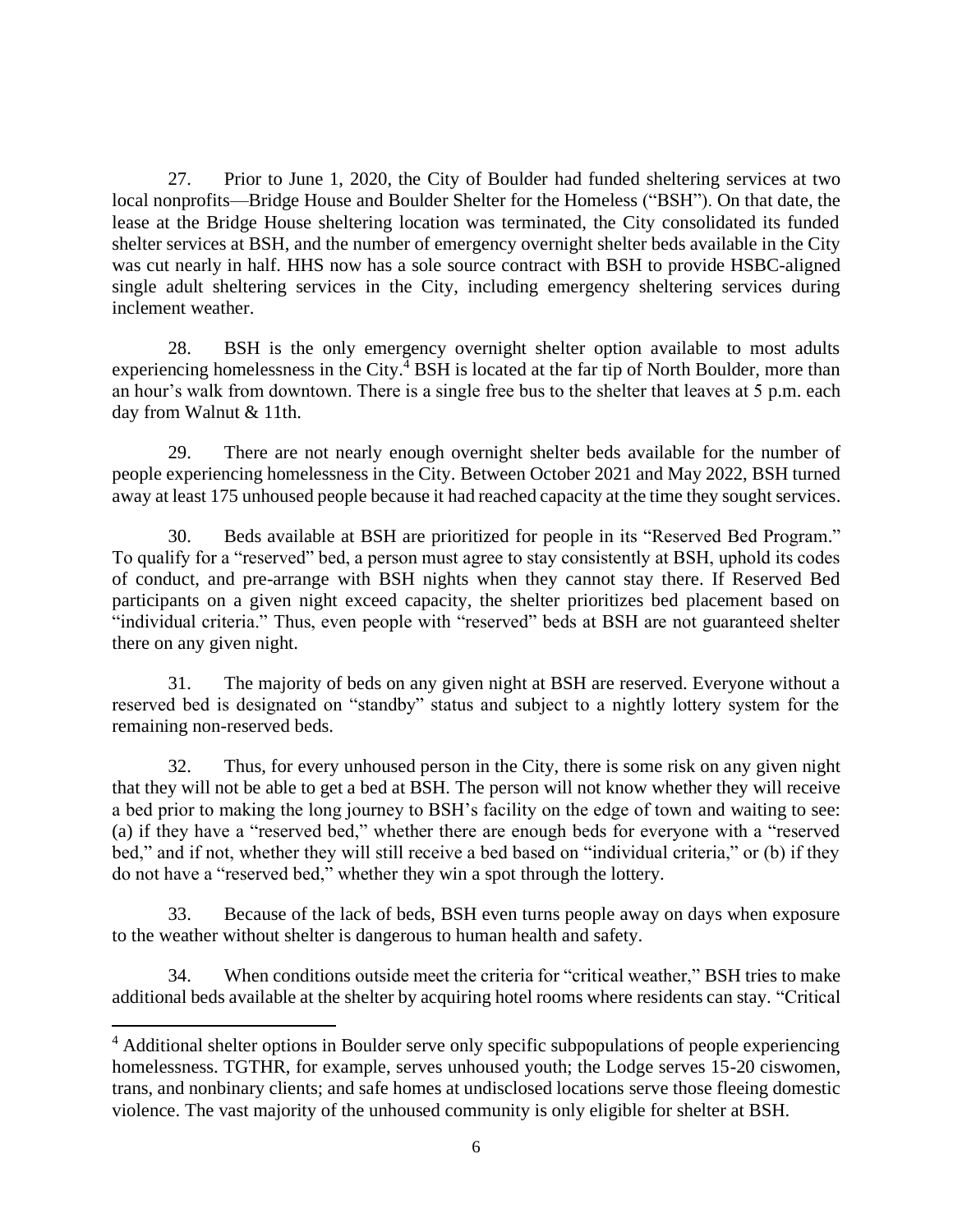27. Prior to June 1, 2020, the City of Boulder had funded sheltering services at two local nonprofits—Bridge House and Boulder Shelter for the Homeless ("BSH"). On that date, the lease at the Bridge House sheltering location was terminated, the City consolidated its funded shelter services at BSH, and the number of emergency overnight shelter beds available in the City was cut nearly in half. HHS now has a sole source contract with BSH to provide HSBC-aligned single adult sheltering services in the City, including emergency sheltering services during inclement weather.

28. BSH is the only emergency overnight shelter option available to most adults experiencing homelessness in the City.[4] BSH is located at the far tip of North Boulder, more than an hour's walk from downtown. There is a single free bus to the shelter that leaves at 5 p.m. each day from Walnut & 11th.

29. There are not nearly enough overnight shelter beds available for the number of people experiencing homelessness in the City. Between October 2021 and May 2022, BSH turned away at least 175 unhoused people because it had reached capacity at the time they sought services.

30. Beds available at BSH are prioritized for people in its "Reserved Bed Program." To qualify for a "reserved" bed, a person must agree to stay consistently at BSH, uphold its codes of conduct, and pre-arrange with BSH nights when they cannot stay there. If Reserved Bed participants on a given night exceed capacity, the shelter prioritizes bed placement based on "individual criteria." Thus, even people with "reserved" beds at BSH are not guaranteed shelter there on any given night.

31. The majority of beds on any given night at BSH are reserved. Everyone without a reserved bed is designated on "standby" status and subject to a nightly lottery system for the remaining non-reserved beds.

32. Thus, for every unhoused person in the City, there is some risk on any given night that they will not be able to get a bed at BSH. The person will not know whether they will receive a bed prior to making the long journey to BSH's facility on the edge of town and waiting to see: (a) if they have a "reserved bed," whether there are enough beds for everyone with a "reserved bed," and if not, whether they will still receive a bed based on "individual criteria," or (b) if they do not have a "reserved bed," whether they win a spot through the lottery.

33. Because of the lack of beds, BSH even turns people away on days when exposure to the weather without shelter is dangerous to human health and safety.

34. When conditions outside meet the criteria for "critical weather," BSH tries to make additional beds available at the shelter by acquiring hotel rooms where residents can stay. "Critical

[4] Additional shelter options in Boulder serve only specific subpopulations of people experiencing homelessness. TGTHR, for example, serves unhoused youth; the Lodge serves 15-20 ciswomen, trans, and nonbinary clients; and safe homes at undisclosed locations serve those fleeing domestic violence. The vast majority of the unhoused community is only eligible for shelter at BSH.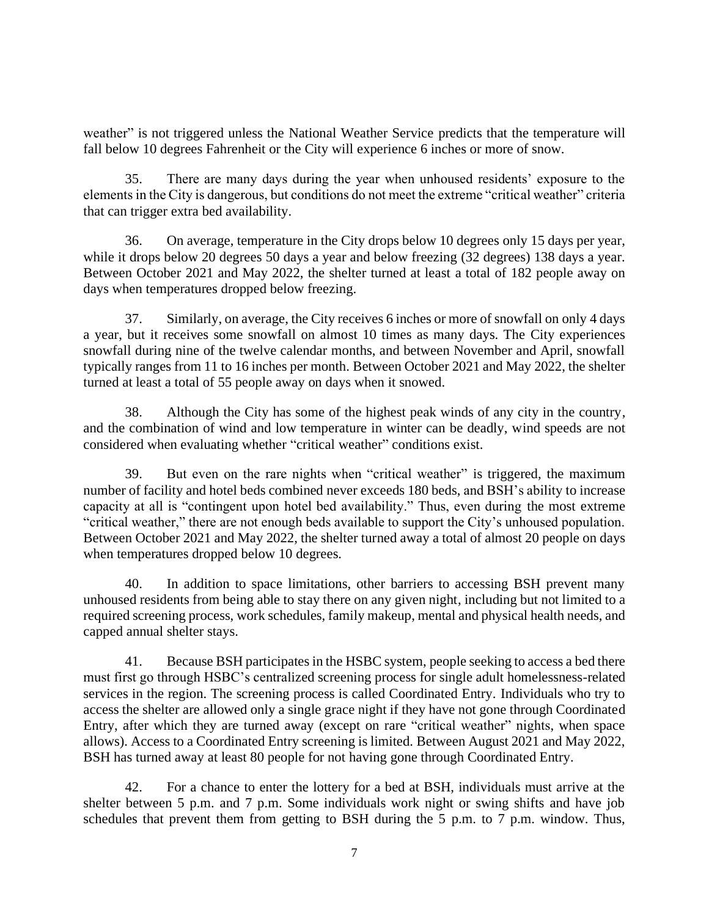weather" is not triggered unless the National Weather Service predicts that the temperature will fall below 10 degrees Fahrenheit or the City will experience 6 inches or more of snow.

35. There are many days during the year when unhoused residents' exposure to the elements in the City is dangerous, but conditions do not meet the extreme "critical weather" criteria that can trigger extra bed availability.

36. On average, temperature in the City drops below 10 degrees only 15 days per year, while it drops below 20 degrees 50 days a year and below freezing (32 degrees) 138 days a year. Between October 2021 and May 2022, the shelter turned at least a total of 182 people away on days when temperatures dropped below freezing.

37. Similarly, on average, the City receives 6 inches or more of snowfall on only 4 days a year, but it receives some snowfall on almost 10 times as many days. The City experiences snowfall during nine of the twelve calendar months, and between November and April, snowfall typically ranges from 11 to 16 inches per month. Between October 2021 and May 2022, the shelter turned at least a total of 55 people away on days when it snowed.

38. Although the City has some of the highest peak winds of any city in the country, and the combination of wind and low temperature in winter can be deadly, wind speeds are not considered when evaluating whether "critical weather" conditions exist.

39. But even on the rare nights when "critical weather" is triggered, the maximum number of facility and hotel beds combined never exceeds 180 beds, and BSH's ability to increase capacity at all is "contingent upon hotel bed availability." Thus, even during the most extreme "critical weather," there are not enough beds available to support the City's unhoused population. Between October 2021 and May 2022, the shelter turned away a total of almost 20 people on days when temperatures dropped below 10 degrees.

40. In addition to space limitations, other barriers to accessing BSH prevent many unhoused residents from being able to stay there on any given night, including but not limited to a required screening process, work schedules, family makeup, mental and physical health needs, and capped annual shelter stays.

41. Because BSH participates in the HSBC system, people seeking to access a bed there must first go through HSBC's centralized screening process for single adult homelessness-related services in the region. The screening process is called Coordinated Entry. Individuals who try to access the shelter are allowed only a single grace night if they have not gone through Coordinated Entry, after which they are turned away (except on rare "critical weather" nights, when space allows). Access to a Coordinated Entry screening is limited. Between August 2021 and May 2022, BSH has turned away at least 80 people for not having gone through Coordinated Entry.

42. For a chance to enter the lottery for a bed at BSH, individuals must arrive at the shelter between 5 p.m. and 7 p.m. Some individuals work night or swing shifts and have job schedules that prevent them from getting to BSH during the 5 p.m. to 7 p.m. window. Thus,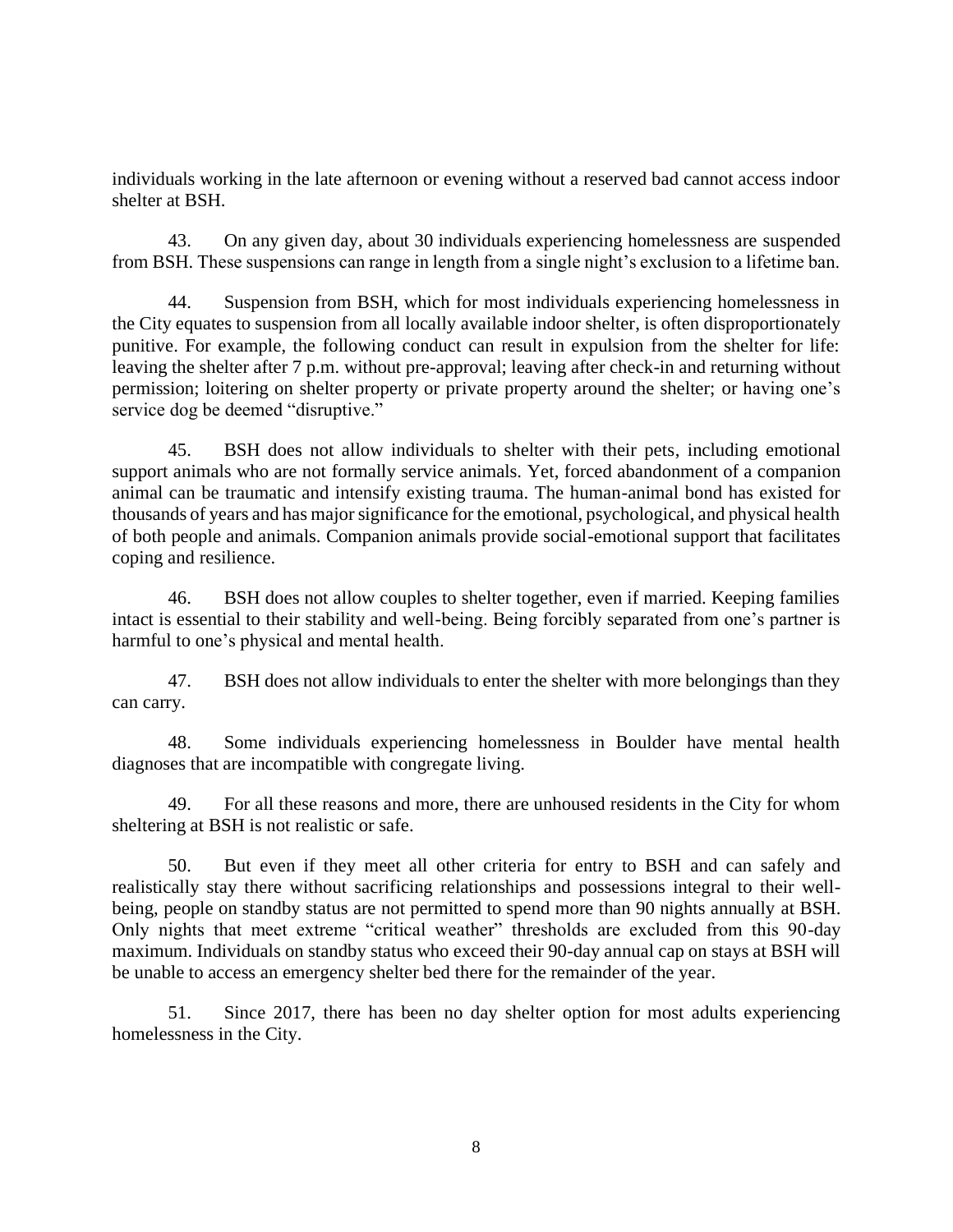individuals working in the late afternoon or evening without a reserved bad cannot access indoor shelter at BSH.

43. On any given day, about 30 individuals experiencing homelessness are suspended from BSH. These suspensions can range in length from a single night's exclusion to a lifetime ban.

44. Suspension from BSH, which for most individuals experiencing homelessness in the City equates to suspension from all locally available indoor shelter, is often disproportionately punitive. For example, the following conduct can result in expulsion from the shelter for life: leaving the shelter after 7 p.m. without pre-approval; leaving after check-in and returning without permission; loitering on shelter property or private property around the shelter; or having one's service dog be deemed "disruptive."

45. BSH does not allow individuals to shelter with their pets, including emotional support animals who are not formally service animals. Yet, forced abandonment of a companion animal can be traumatic and intensify existing trauma. The human-animal bond has existed for thousands of years and has major significance for the emotional, psychological, and physical health of both people and animals. Companion animals provide social-emotional support that facilitates coping and resilience.

46. BSH does not allow couples to shelter together, even if married. Keeping families intact is essential to their stability and well-being. Being forcibly separated from one's partner is harmful to one's physical and mental health.

47. BSH does not allow individuals to enter the shelter with more belongings than they can carry.

48. Some individuals experiencing homelessness in Boulder have mental health diagnoses that are incompatible with congregate living.

49. For all these reasons and more, there are unhoused residents in the City for whom sheltering at BSH is not realistic or safe.

50. But even if they meet all other criteria for entry to BSH and can safely and realistically stay there without sacrificing relationships and possessions integral to their well-being, people on standby status are not permitted to spend more than 90 nights annually at BSH. Only nights that meet extreme "critical weather" thresholds are excluded from this 90-day maximum. Individuals on standby status who exceed their 90-day annual cap on stays at BSH will be unable to access an emergency shelter bed there for the remainder of the year.

51. Since 2017, there has been no day shelter option for most adults experiencing homelessness in the City.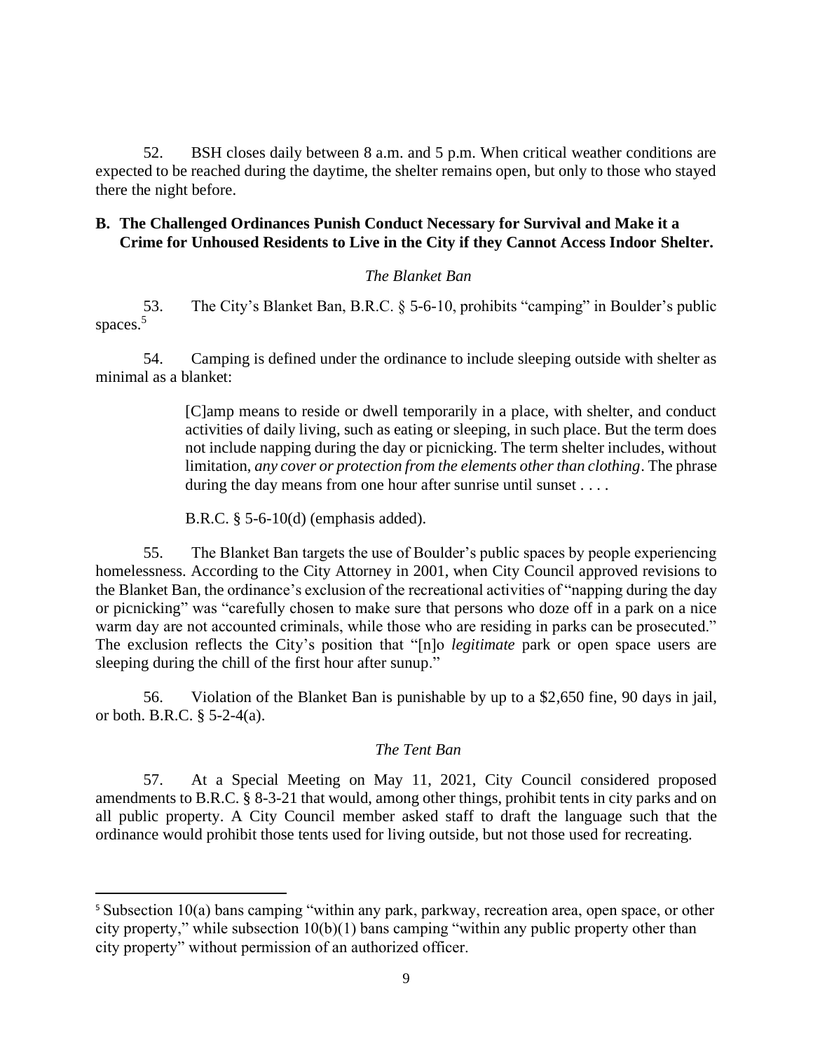52. BSH closes daily between 8 a.m. and 5 p.m. When critical weather conditions are expected to be reached during the daytime, the shelter remains open, but only to those who stayed there the night before.

### B. The Challenged Ordinances Punish Conduct Necessary for Survival and Make it a Crime for Unhoused Residents to Live in the City if they Cannot Access Indoor Shelter.

*The Blanket Ban*

53. The City's Blanket Ban, B.R.C. § 5-6-10, prohibits "camping" in Boulder's public spaces.[5]

54. Camping is defined under the ordinance to include sleeping outside with shelter as minimal as a blanket:

> [C]amp means to reside or dwell temporarily in a place, with shelter, and conduct activities of daily living, such as eating or sleeping, in such place. But the term does not include napping during the day or picnicking. The term shelter includes, without limitation, *any cover or protection from the elements other than clothing*. The phrase during the day means from one hour after sunrise until sunset . . . .
>
> B.R.C. § 5-6-10(d) (emphasis added).

55. The Blanket Ban targets the use of Boulder's public spaces by people experiencing homelessness. According to the City Attorney in 2001, when City Council approved revisions to the Blanket Ban, the ordinance's exclusion of the recreational activities of "napping during the day or picnicking" was "carefully chosen to make sure that persons who doze off in a park on a nice warm day are not accounted criminals, while those who are residing in parks can be prosecuted." The exclusion reflects the City's position that "[n]o *legitimate* park or open space users are sleeping during the chill of the first hour after sunup."

56. Violation of the Blanket Ban is punishable by up to a $2,650 fine, 90 days in jail, or both. B.R.C. § 5-2-4(a).

*The Tent Ban*

57. At a Special Meeting on May 11, 2021, City Council considered proposed amendments to B.R.C. § 8-3-21 that would, among other things, prohibit tents in city parks and on all public property. A City Council member asked staff to draft the language such that the ordinance would prohibit those tents used for living outside, but not those used for recreating.

---

[5] Subsection 10(a) bans camping "within any park, parkway, recreation area, open space, or other city property," while subsection 10(b)(1) bans camping "within any public property other than city property" without permission of an authorized officer.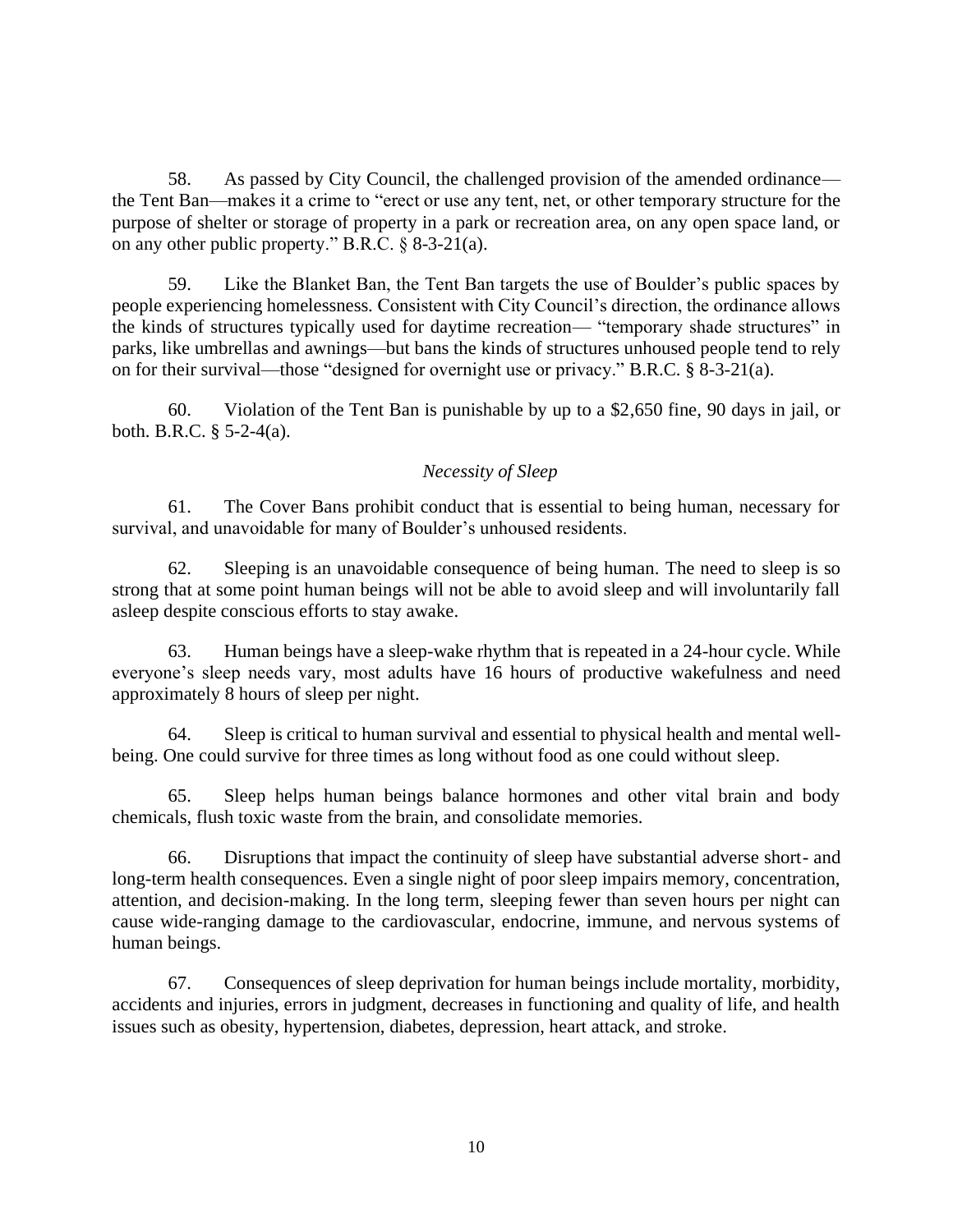58. As passed by City Council, the challenged provision of the amended ordinance—the Tent Ban—makes it a crime to "erect or use any tent, net, or other temporary structure for the purpose of shelter or storage of property in a park or recreation area, on any open space land, or on any other public property." B.R.C. § 8-3-21(a).

59. Like the Blanket Ban, the Tent Ban targets the use of Boulder's public spaces by people experiencing homelessness. Consistent with City Council's direction, the ordinance allows the kinds of structures typically used for daytime recreation— "temporary shade structures" in parks, like umbrellas and awnings—but bans the kinds of structures unhoused people tend to rely on for their survival—those "designed for overnight use or privacy." B.R.C. § 8-3-21(a).

60. Violation of the Tent Ban is punishable by up to a $2,650 fine, 90 days in jail, or both. B.R.C. § 5-2-4(a).

*Necessity of Sleep*

61. The Cover Bans prohibit conduct that is essential to being human, necessary for survival, and unavoidable for many of Boulder's unhoused residents.

62. Sleeping is an unavoidable consequence of being human. The need to sleep is so strong that at some point human beings will not be able to avoid sleep and will involuntarily fall asleep despite conscious efforts to stay awake.

63. Human beings have a sleep-wake rhythm that is repeated in a 24-hour cycle. While everyone's sleep needs vary, most adults have 16 hours of productive wakefulness and need approximately 8 hours of sleep per night.

64. Sleep is critical to human survival and essential to physical health and mental well-being. One could survive for three times as long without food as one could without sleep.

65. Sleep helps human beings balance hormones and other vital brain and body chemicals, flush toxic waste from the brain, and consolidate memories.

66. Disruptions that impact the continuity of sleep have substantial adverse short- and long-term health consequences. Even a single night of poor sleep impairs memory, concentration, attention, and decision-making. In the long term, sleeping fewer than seven hours per night can cause wide-ranging damage to the cardiovascular, endocrine, immune, and nervous systems of human beings.

67. Consequences of sleep deprivation for human beings include mortality, morbidity, accidents and injuries, errors in judgment, decreases in functioning and quality of life, and health issues such as obesity, hypertension, diabetes, depression, heart attack, and stroke.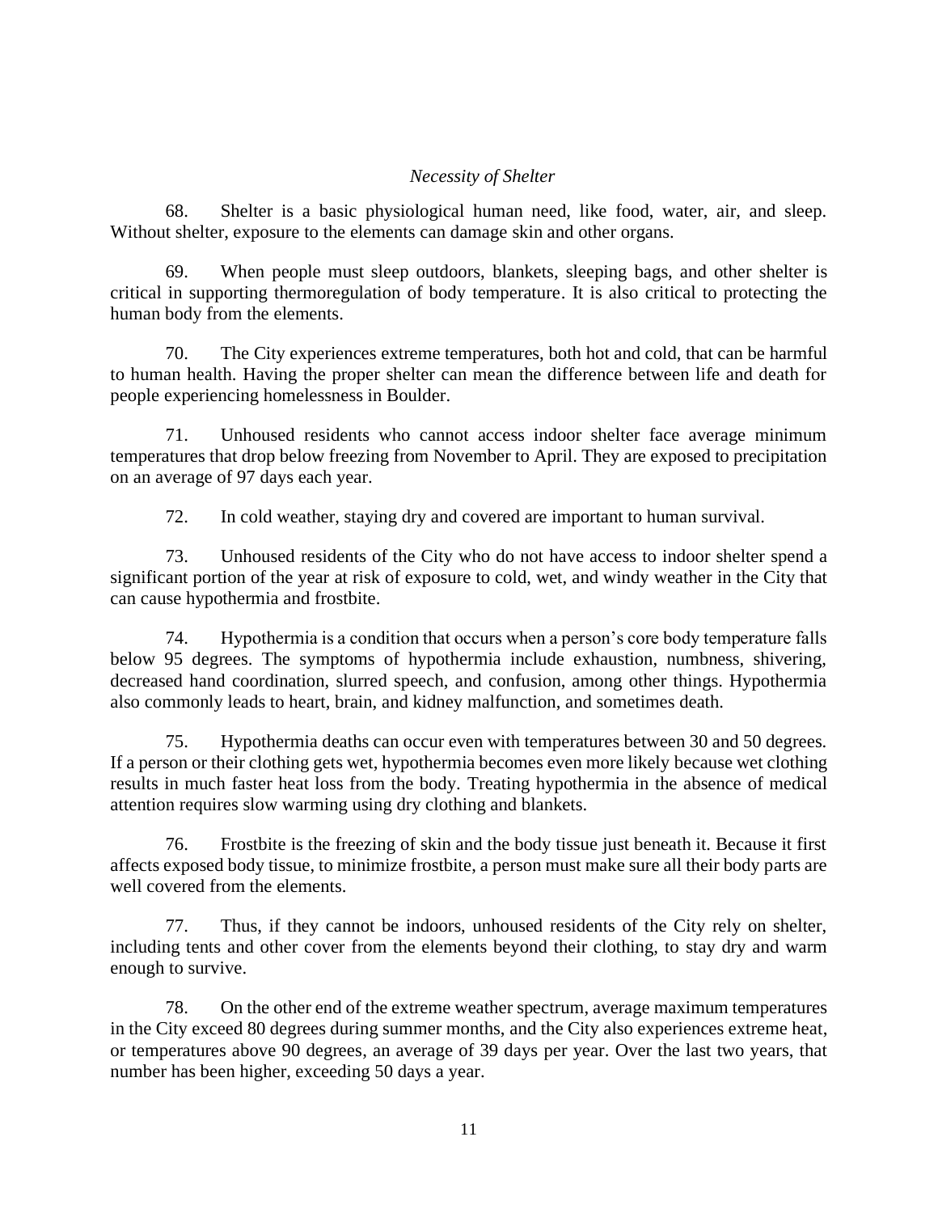*Necessity of Shelter*

68. Shelter is a basic physiological human need, like food, water, air, and sleep. Without shelter, exposure to the elements can damage skin and other organs.

69. When people must sleep outdoors, blankets, sleeping bags, and other shelter is critical in supporting thermoregulation of body temperature. It is also critical to protecting the human body from the elements.

70. The City experiences extreme temperatures, both hot and cold, that can be harmful to human health. Having the proper shelter can mean the difference between life and death for people experiencing homelessness in Boulder.

71. Unhoused residents who cannot access indoor shelter face average minimum temperatures that drop below freezing from November to April. They are exposed to precipitation on an average of 97 days each year.

72. In cold weather, staying dry and covered are important to human survival.

73. Unhoused residents of the City who do not have access to indoor shelter spend a significant portion of the year at risk of exposure to cold, wet, and windy weather in the City that can cause hypothermia and frostbite.

74. Hypothermia is a condition that occurs when a person's core body temperature falls below 95 degrees. The symptoms of hypothermia include exhaustion, numbness, shivering, decreased hand coordination, slurred speech, and confusion, among other things. Hypothermia also commonly leads to heart, brain, and kidney malfunction, and sometimes death.

75. Hypothermia deaths can occur even with temperatures between 30 and 50 degrees. If a person or their clothing gets wet, hypothermia becomes even more likely because wet clothing results in much faster heat loss from the body. Treating hypothermia in the absence of medical attention requires slow warming using dry clothing and blankets.

76. Frostbite is the freezing of skin and the body tissue just beneath it. Because it first affects exposed body tissue, to minimize frostbite, a person must make sure all their body parts are well covered from the elements.

77. Thus, if they cannot be indoors, unhoused residents of the City rely on shelter, including tents and other cover from the elements beyond their clothing, to stay dry and warm enough to survive.

78. On the other end of the extreme weather spectrum, average maximum temperatures in the City exceed 80 degrees during summer months, and the City also experiences extreme heat, or temperatures above 90 degrees, an average of 39 days per year. Over the last two years, that number has been higher, exceeding 50 days a year.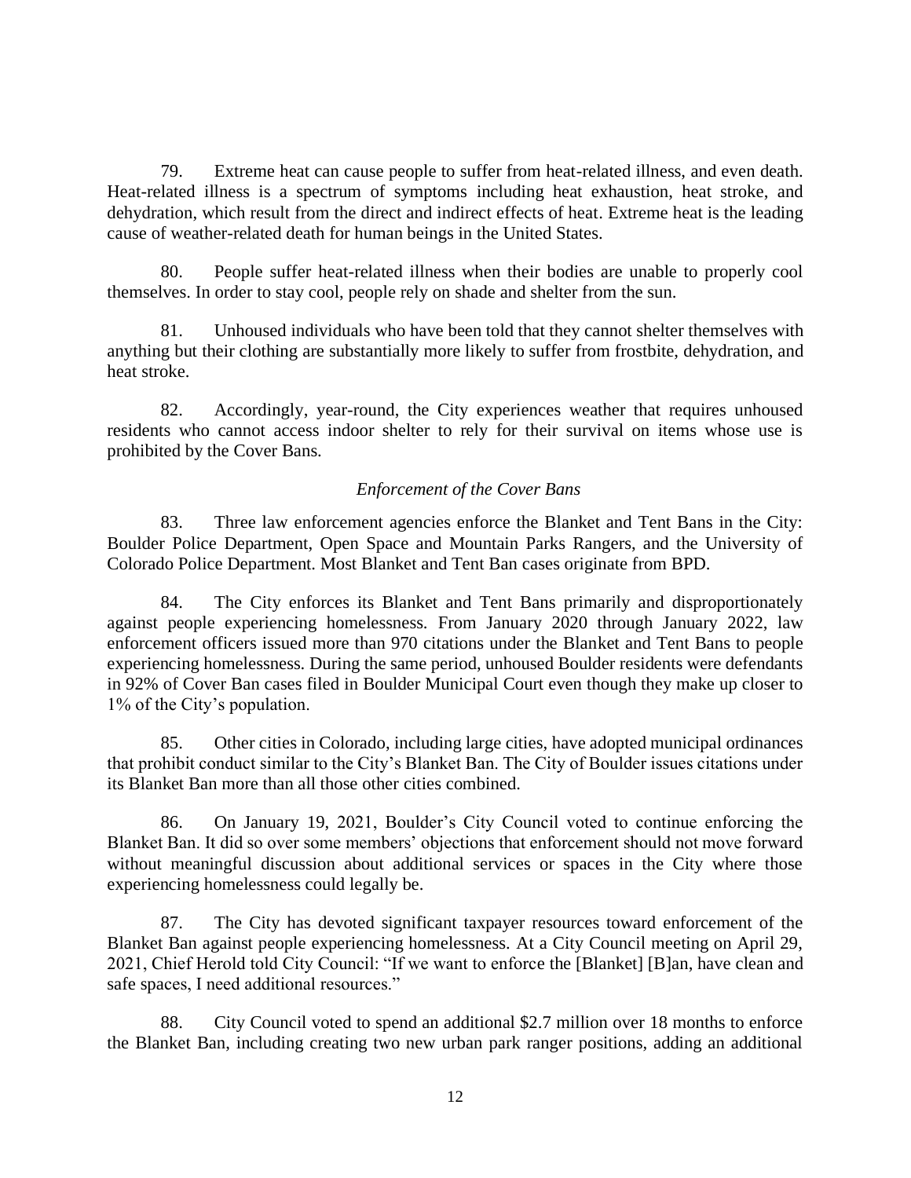79. Extreme heat can cause people to suffer from heat-related illness, and even death. Heat-related illness is a spectrum of symptoms including heat exhaustion, heat stroke, and dehydration, which result from the direct and indirect effects of heat. Extreme heat is the leading cause of weather-related death for human beings in the United States.

80. People suffer heat-related illness when their bodies are unable to properly cool themselves. In order to stay cool, people rely on shade and shelter from the sun.

81. Unhoused individuals who have been told that they cannot shelter themselves with anything but their clothing are substantially more likely to suffer from frostbite, dehydration, and heat stroke.

82. Accordingly, year-round, the City experiences weather that requires unhoused residents who cannot access indoor shelter to rely for their survival on items whose use is prohibited by the Cover Bans.

*Enforcement of the Cover Bans*

83. Three law enforcement agencies enforce the Blanket and Tent Bans in the City: Boulder Police Department, Open Space and Mountain Parks Rangers, and the University of Colorado Police Department. Most Blanket and Tent Ban cases originate from BPD.

84. The City enforces its Blanket and Tent Bans primarily and disproportionately against people experiencing homelessness. From January 2020 through January 2022, law enforcement officers issued more than 970 citations under the Blanket and Tent Bans to people experiencing homelessness. During the same period, unhoused Boulder residents were defendants in 92% of Cover Ban cases filed in Boulder Municipal Court even though they make up closer to 1% of the City's population.

85. Other cities in Colorado, including large cities, have adopted municipal ordinances that prohibit conduct similar to the City's Blanket Ban. The City of Boulder issues citations under its Blanket Ban more than all those other cities combined.

86. On January 19, 2021, Boulder's City Council voted to continue enforcing the Blanket Ban. It did so over some members' objections that enforcement should not move forward without meaningful discussion about additional services or spaces in the City where those experiencing homelessness could legally be.

87. The City has devoted significant taxpayer resources toward enforcement of the Blanket Ban against people experiencing homelessness. At a City Council meeting on April 29, 2021, Chief Herold told City Council: "If we want to enforce the [Blanket] [B]an, have clean and safe spaces, I need additional resources."

88. City Council voted to spend an additional $2.7 million over 18 months to enforce the Blanket Ban, including creating two new urban park ranger positions, adding an additional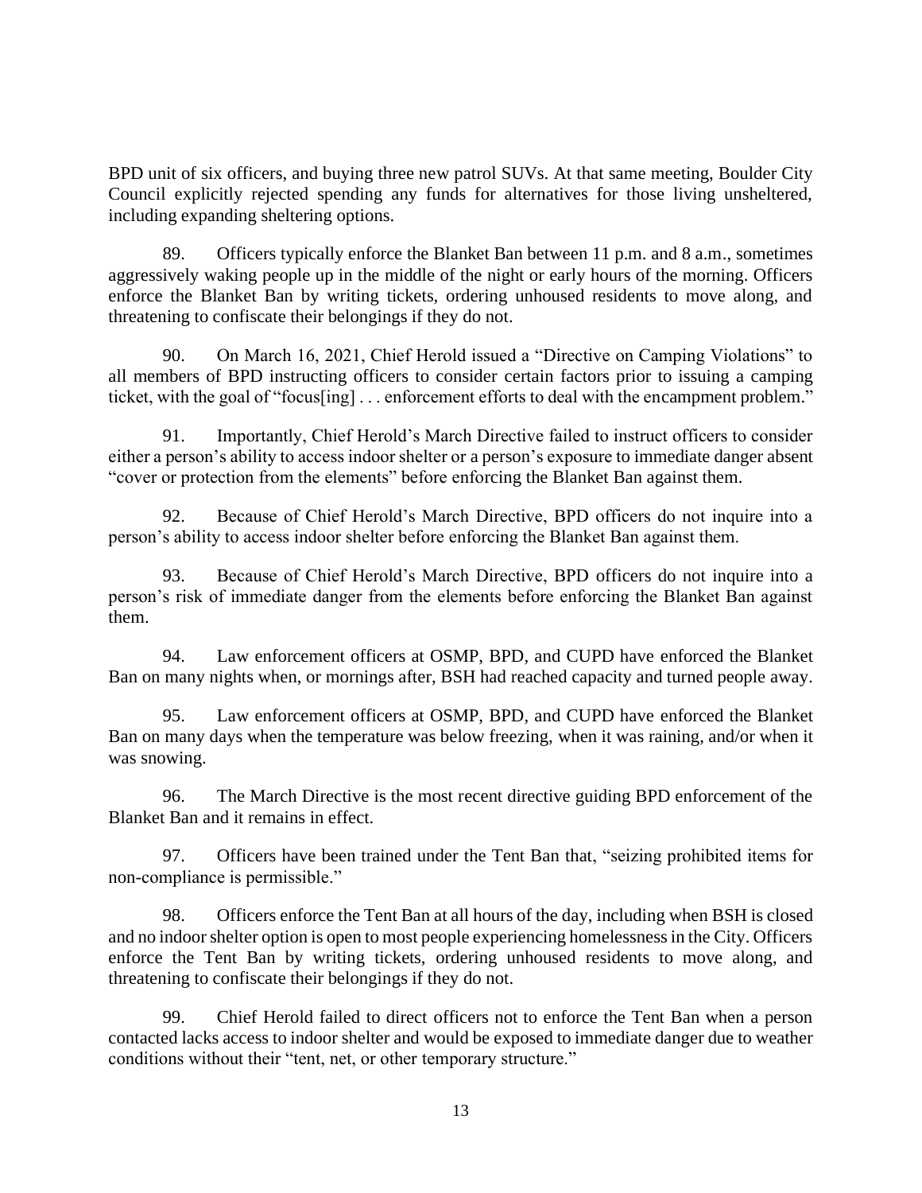BPD unit of six officers, and buying three new patrol SUVs. At that same meeting, Boulder City Council explicitly rejected spending any funds for alternatives for those living unsheltered, including expanding sheltering options.

89. Officers typically enforce the Blanket Ban between 11 p.m. and 8 a.m., sometimes aggressively waking people up in the middle of the night or early hours of the morning. Officers enforce the Blanket Ban by writing tickets, ordering unhoused residents to move along, and threatening to confiscate their belongings if they do not.

90. On March 16, 2021, Chief Herold issued a "Directive on Camping Violations" to all members of BPD instructing officers to consider certain factors prior to issuing a camping ticket, with the goal of "focus[ing] . . . enforcement efforts to deal with the encampment problem."

91. Importantly, Chief Herold's March Directive failed to instruct officers to consider either a person's ability to access indoor shelter or a person's exposure to immediate danger absent "cover or protection from the elements" before enforcing the Blanket Ban against them.

92. Because of Chief Herold's March Directive, BPD officers do not inquire into a person's ability to access indoor shelter before enforcing the Blanket Ban against them.

93. Because of Chief Herold's March Directive, BPD officers do not inquire into a person's risk of immediate danger from the elements before enforcing the Blanket Ban against them.

94. Law enforcement officers at OSMP, BPD, and CUPD have enforced the Blanket Ban on many nights when, or mornings after, BSH had reached capacity and turned people away.

95. Law enforcement officers at OSMP, BPD, and CUPD have enforced the Blanket Ban on many days when the temperature was below freezing, when it was raining, and/or when it was snowing.

96. The March Directive is the most recent directive guiding BPD enforcement of the Blanket Ban and it remains in effect.

97. Officers have been trained under the Tent Ban that, "seizing prohibited items for non-compliance is permissible."

98. Officers enforce the Tent Ban at all hours of the day, including when BSH is closed and no indoor shelter option is open to most people experiencing homelessness in the City. Officers enforce the Tent Ban by writing tickets, ordering unhoused residents to move along, and threatening to confiscate their belongings if they do not.

99. Chief Herold failed to direct officers not to enforce the Tent Ban when a person contacted lacks access to indoor shelter and would be exposed to immediate danger due to weather conditions without their "tent, net, or other temporary structure."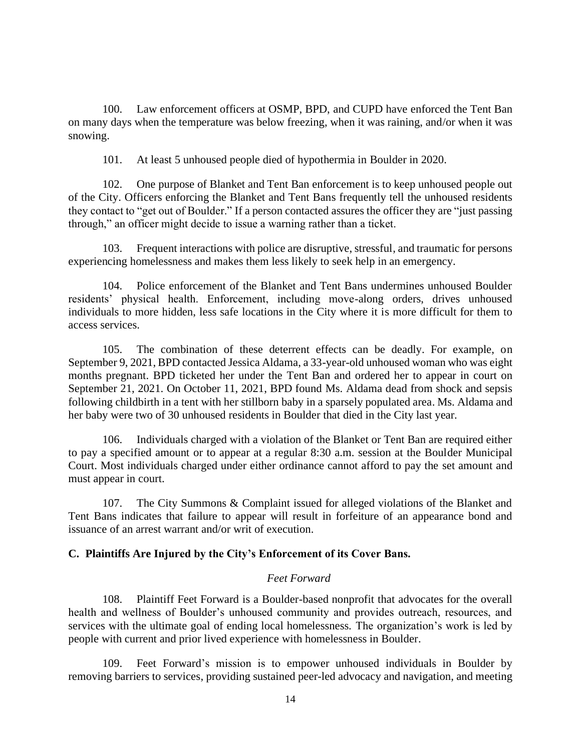100. Law enforcement officers at OSMP, BPD, and CUPD have enforced the Tent Ban on many days when the temperature was below freezing, when it was raining, and/or when it was snowing.

101. At least 5 unhoused people died of hypothermia in Boulder in 2020.

102. One purpose of Blanket and Tent Ban enforcement is to keep unhoused people out of the City. Officers enforcing the Blanket and Tent Bans frequently tell the unhoused residents they contact to "get out of Boulder." If a person contacted assures the officer they are "just passing through," an officer might decide to issue a warning rather than a ticket.

103. Frequent interactions with police are disruptive, stressful, and traumatic for persons experiencing homelessness and makes them less likely to seek help in an emergency.

104. Police enforcement of the Blanket and Tent Bans undermines unhoused Boulder residents' physical health. Enforcement, including move-along orders, drives unhoused individuals to more hidden, less safe locations in the City where it is more difficult for them to access services.

105. The combination of these deterrent effects can be deadly. For example, on September 9, 2021, BPD contacted Jessica Aldama, a 33-year-old unhoused woman who was eight months pregnant. BPD ticketed her under the Tent Ban and ordered her to appear in court on September 21, 2021. On October 11, 2021, BPD found Ms. Aldama dead from shock and sepsis following childbirth in a tent with her stillborn baby in a sparsely populated area. Ms. Aldama and her baby were two of 30 unhoused residents in Boulder that died in the City last year.

106. Individuals charged with a violation of the Blanket or Tent Ban are required either to pay a specified amount or to appear at a regular 8:30 a.m. session at the Boulder Municipal Court. Most individuals charged under either ordinance cannot afford to pay the set amount and must appear in court.

107. The City Summons & Complaint issued for alleged violations of the Blanket and Tent Bans indicates that failure to appear will result in forfeiture of an appearance bond and issuance of an arrest warrant and/or writ of execution.

### C. Plaintiffs Are Injured by the City's Enforcement of its Cover Bans.

*Feet Forward*

108. Plaintiff Feet Forward is a Boulder-based nonprofit that advocates for the overall health and wellness of Boulder's unhoused community and provides outreach, resources, and services with the ultimate goal of ending local homelessness. The organization's work is led by people with current and prior lived experience with homelessness in Boulder.

109. Feet Forward's mission is to empower unhoused individuals in Boulder by removing barriers to services, providing sustained peer-led advocacy and navigation, and meeting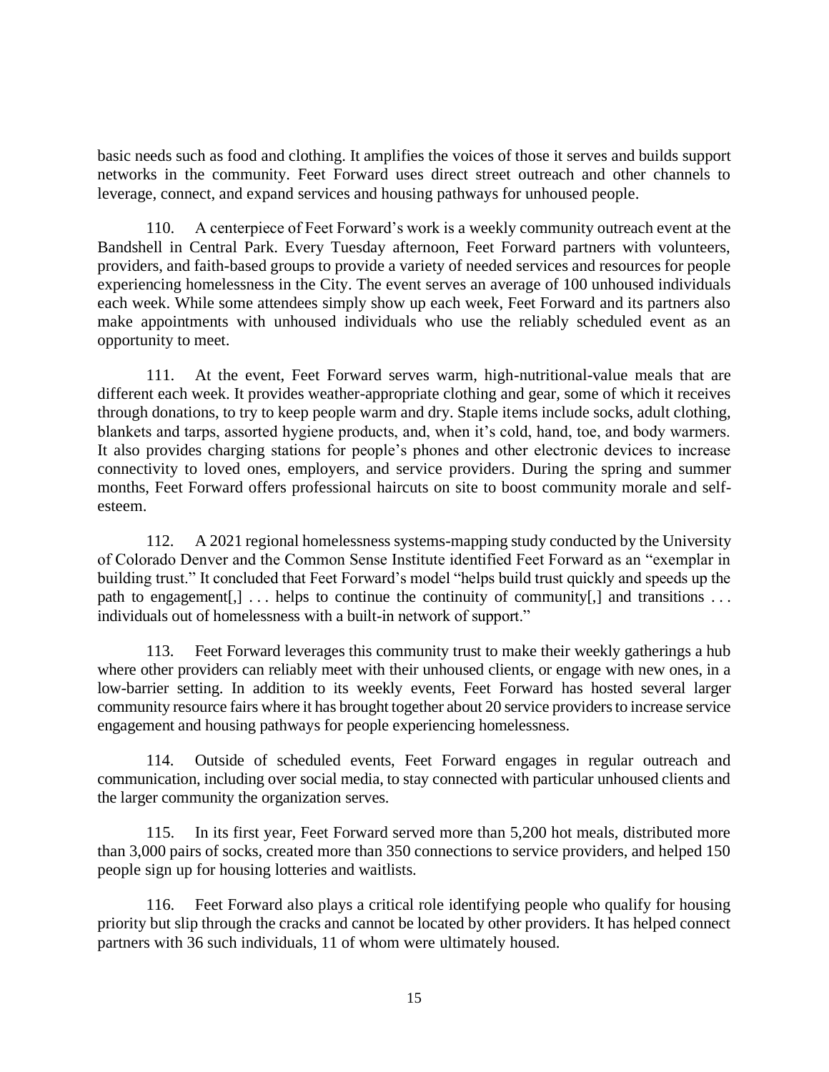basic needs such as food and clothing. It amplifies the voices of those it serves and builds support networks in the community. Feet Forward uses direct street outreach and other channels to leverage, connect, and expand services and housing pathways for unhoused people.

110. A centerpiece of Feet Forward's work is a weekly community outreach event at the Bandshell in Central Park. Every Tuesday afternoon, Feet Forward partners with volunteers, providers, and faith-based groups to provide a variety of needed services and resources for people experiencing homelessness in the City. The event serves an average of 100 unhoused individuals each week. While some attendees simply show up each week, Feet Forward and its partners also make appointments with unhoused individuals who use the reliably scheduled event as an opportunity to meet.

111. At the event, Feet Forward serves warm, high-nutritional-value meals that are different each week. It provides weather-appropriate clothing and gear, some of which it receives through donations, to try to keep people warm and dry. Staple items include socks, adult clothing, blankets and tarps, assorted hygiene products, and, when it's cold, hand, toe, and body warmers. It also provides charging stations for people's phones and other electronic devices to increase connectivity to loved ones, employers, and service providers. During the spring and summer months, Feet Forward offers professional haircuts on site to boost community morale and self-esteem.

112. A 2021 regional homelessness systems-mapping study conducted by the University of Colorado Denver and the Common Sense Institute identified Feet Forward as an "exemplar in building trust." It concluded that Feet Forward's model "helps build trust quickly and speeds up the path to engagement[,] . . . helps to continue the continuity of community[,] and transitions . . . individuals out of homelessness with a built-in network of support."

113. Feet Forward leverages this community trust to make their weekly gatherings a hub where other providers can reliably meet with their unhoused clients, or engage with new ones, in a low-barrier setting. In addition to its weekly events, Feet Forward has hosted several larger community resource fairs where it has brought together about 20 service providers to increase service engagement and housing pathways for people experiencing homelessness.

114. Outside of scheduled events, Feet Forward engages in regular outreach and communication, including over social media, to stay connected with particular unhoused clients and the larger community the organization serves.

115. In its first year, Feet Forward served more than 5,200 hot meals, distributed more than 3,000 pairs of socks, created more than 350 connections to service providers, and helped 150 people sign up for housing lotteries and waitlists.

116. Feet Forward also plays a critical role identifying people who qualify for housing priority but slip through the cracks and cannot be located by other providers. It has helped connect partners with 36 such individuals, 11 of whom were ultimately housed.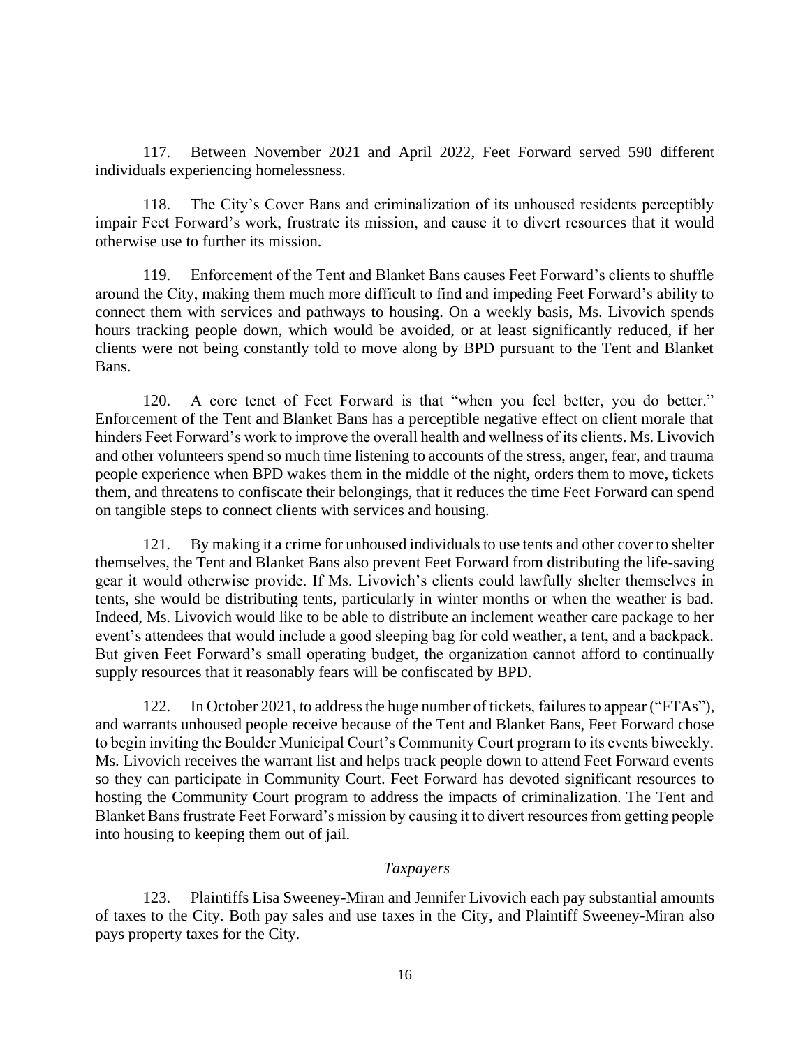117. Between November 2021 and April 2022, Feet Forward served 590 different individuals experiencing homelessness.

118. The City's Cover Bans and criminalization of its unhoused residents perceptibly impair Feet Forward's work, frustrate its mission, and cause it to divert resources that it would otherwise use to further its mission.

119. Enforcement of the Tent and Blanket Bans causes Feet Forward's clients to shuffle around the City, making them much more difficult to find and impeding Feet Forward's ability to connect them with services and pathways to housing. On a weekly basis, Ms. Livovich spends hours tracking people down, which would be avoided, or at least significantly reduced, if her clients were not being constantly told to move along by BPD pursuant to the Tent and Blanket Bans.

120. A core tenet of Feet Forward is that "when you feel better, you do better." Enforcement of the Tent and Blanket Bans has a perceptible negative effect on client morale that hinders Feet Forward's work to improve the overall health and wellness of its clients. Ms. Livovich and other volunteers spend so much time listening to accounts of the stress, anger, fear, and trauma people experience when BPD wakes them in the middle of the night, orders them to move, tickets them, and threatens to confiscate their belongings, that it reduces the time Feet Forward can spend on tangible steps to connect clients with services and housing.

121. By making it a crime for unhoused individuals to use tents and other cover to shelter themselves, the Tent and Blanket Bans also prevent Feet Forward from distributing the life-saving gear it would otherwise provide. If Ms. Livovich's clients could lawfully shelter themselves in tents, she would be distributing tents, particularly in winter months or when the weather is bad. Indeed, Ms. Livovich would like to be able to distribute an inclement weather care package to her event's attendees that would include a good sleeping bag for cold weather, a tent, and a backpack. But given Feet Forward's small operating budget, the organization cannot afford to continually supply resources that it reasonably fears will be confiscated by BPD.

122. In October 2021, to address the huge number of tickets, failures to appear ("FTAs"), and warrants unhoused people receive because of the Tent and Blanket Bans, Feet Forward chose to begin inviting the Boulder Municipal Court's Community Court program to its events biweekly. Ms. Livovich receives the warrant list and helps track people down to attend Feet Forward events so they can participate in Community Court. Feet Forward has devoted significant resources to hosting the Community Court program to address the impacts of criminalization. The Tent and Blanket Bans frustrate Feet Forward's mission by causing it to divert resources from getting people into housing to keeping them out of jail.

*Taxpayers*

123. Plaintiffs Lisa Sweeney-Miran and Jennifer Livovich each pay substantial amounts of taxes to the City. Both pay sales and use taxes in the City, and Plaintiff Sweeney-Miran also pays property taxes for the City.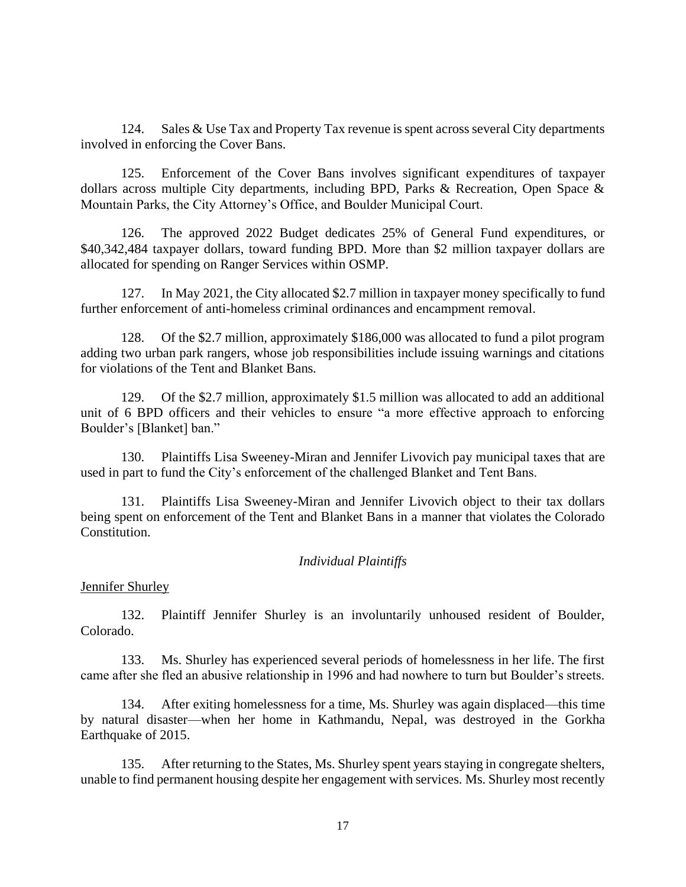124. Sales & Use Tax and Property Tax revenue is spent across several City departments involved in enforcing the Cover Bans.

125. Enforcement of the Cover Bans involves significant expenditures of taxpayer dollars across multiple City departments, including BPD, Parks & Recreation, Open Space & Mountain Parks, the City Attorney's Office, and Boulder Municipal Court.

126. The approved 2022 Budget dedicates 25% of General Fund expenditures, or $40,342,484 taxpayer dollars, toward funding BPD. More than $2 million taxpayer dollars are allocated for spending on Ranger Services within OSMP.

127. In May 2021, the City allocated $2.7 million in taxpayer money specifically to fund further enforcement of anti-homeless criminal ordinances and encampment removal.

128. Of the $2.7 million, approximately $186,000 was allocated to fund a pilot program adding two urban park rangers, whose job responsibilities include issuing warnings and citations for violations of the Tent and Blanket Bans.

129. Of the $2.7 million, approximately $1.5 million was allocated to add an additional unit of 6 BPD officers and their vehicles to ensure "a more effective approach to enforcing Boulder's [Blanket] ban."

130. Plaintiffs Lisa Sweeney-Miran and Jennifer Livovich pay municipal taxes that are used in part to fund the City's enforcement of the challenged Blanket and Tent Bans.

131. Plaintiffs Lisa Sweeney-Miran and Jennifer Livovich object to their tax dollars being spent on enforcement of the Tent and Blanket Bans in a manner that violates the Colorado Constitution.

*Individual Plaintiffs*

Jennifer Shurley

132. Plaintiff Jennifer Shurley is an involuntarily unhoused resident of Boulder, Colorado.

133. Ms. Shurley has experienced several periods of homelessness in her life. The first came after she fled an abusive relationship in 1996 and had nowhere to turn but Boulder's streets.

134. After exiting homelessness for a time, Ms. Shurley was again displaced—this time by natural disaster—when her home in Kathmandu, Nepal, was destroyed in the Gorkha Earthquake of 2015.

135. After returning to the States, Ms. Shurley spent years staying in congregate shelters, unable to find permanent housing despite her engagement with services. Ms. Shurley most recently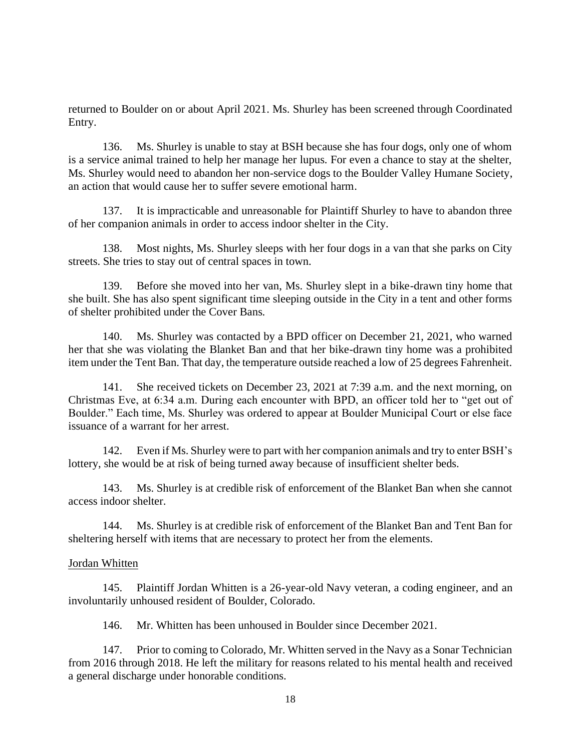returned to Boulder on or about April 2021. Ms. Shurley has been screened through Coordinated Entry.

136. Ms. Shurley is unable to stay at BSH because she has four dogs, only one of whom is a service animal trained to help her manage her lupus. For even a chance to stay at the shelter, Ms. Shurley would need to abandon her non-service dogs to the Boulder Valley Humane Society, an action that would cause her to suffer severe emotional harm.

137. It is impracticable and unreasonable for Plaintiff Shurley to have to abandon three of her companion animals in order to access indoor shelter in the City.

138. Most nights, Ms. Shurley sleeps with her four dogs in a van that she parks on City streets. She tries to stay out of central spaces in town.

139. Before she moved into her van, Ms. Shurley slept in a bike-drawn tiny home that she built. She has also spent significant time sleeping outside in the City in a tent and other forms of shelter prohibited under the Cover Bans.

140. Ms. Shurley was contacted by a BPD officer on December 21, 2021, who warned her that she was violating the Blanket Ban and that her bike-drawn tiny home was a prohibited item under the Tent Ban. That day, the temperature outside reached a low of 25 degrees Fahrenheit.

141. She received tickets on December 23, 2021 at 7:39 a.m. and the next morning, on Christmas Eve, at 6:34 a.m. During each encounter with BPD, an officer told her to "get out of Boulder." Each time, Ms. Shurley was ordered to appear at Boulder Municipal Court or else face issuance of a warrant for her arrest.

142. Even if Ms. Shurley were to part with her companion animals and try to enter BSH's lottery, she would be at risk of being turned away because of insufficient shelter beds.

143. Ms. Shurley is at credible risk of enforcement of the Blanket Ban when she cannot access indoor shelter.

144. Ms. Shurley is at credible risk of enforcement of the Blanket Ban and Tent Ban for sheltering herself with items that are necessary to protect her from the elements.

Jordan Whitten

145. Plaintiff Jordan Whitten is a 26-year-old Navy veteran, a coding engineer, and an involuntarily unhoused resident of Boulder, Colorado.

146. Mr. Whitten has been unhoused in Boulder since December 2021.

147. Prior to coming to Colorado, Mr. Whitten served in the Navy as a Sonar Technician from 2016 through 2018. He left the military for reasons related to his mental health and received a general discharge under honorable conditions.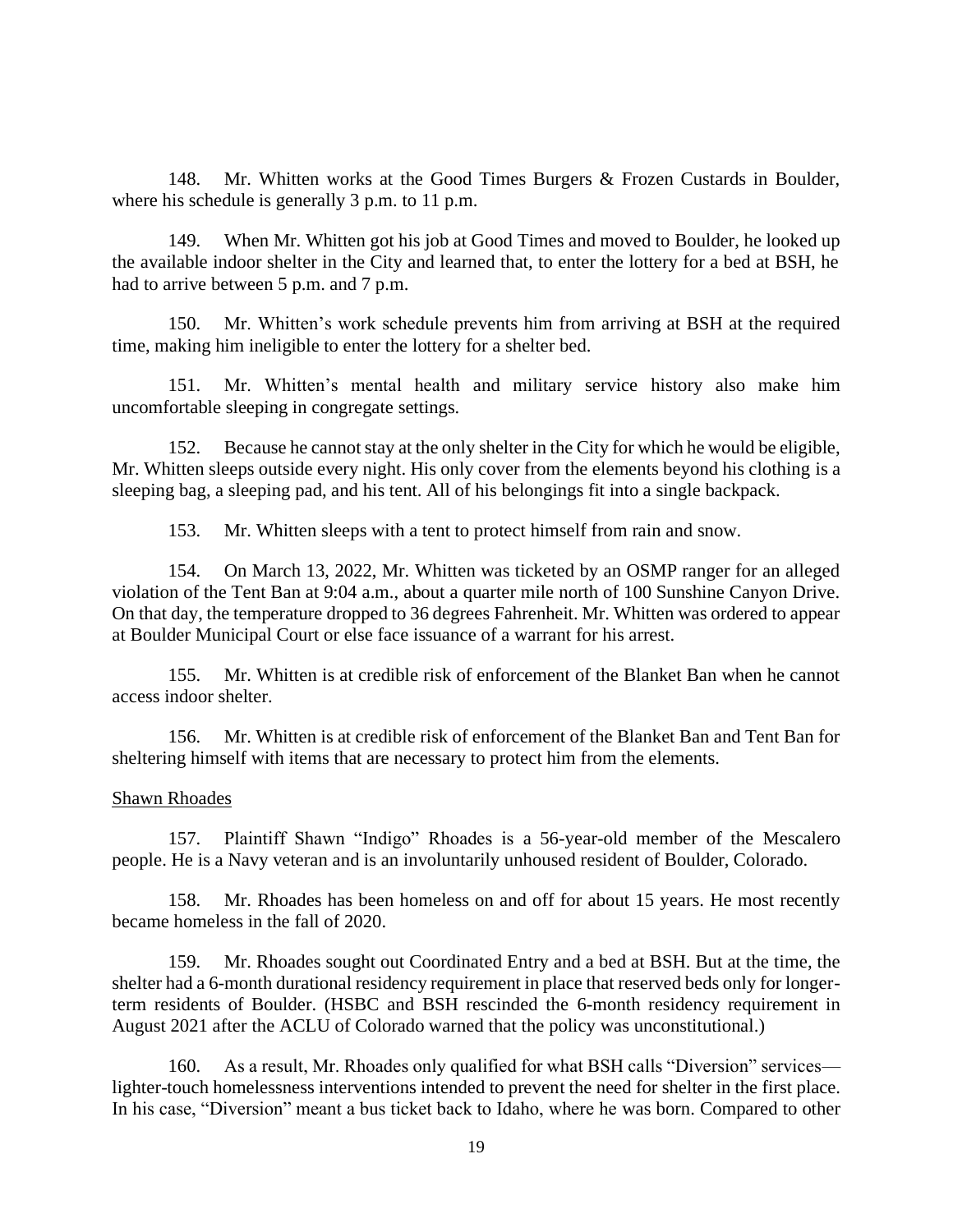148. Mr. Whitten works at the Good Times Burgers & Frozen Custards in Boulder, where his schedule is generally 3 p.m. to 11 p.m.

149. When Mr. Whitten got his job at Good Times and moved to Boulder, he looked up the available indoor shelter in the City and learned that, to enter the lottery for a bed at BSH, he had to arrive between 5 p.m. and 7 p.m.

150. Mr. Whitten's work schedule prevents him from arriving at BSH at the required time, making him ineligible to enter the lottery for a shelter bed.

151. Mr. Whitten's mental health and military service history also make him uncomfortable sleeping in congregate settings.

152. Because he cannot stay at the only shelter in the City for which he would be eligible, Mr. Whitten sleeps outside every night. His only cover from the elements beyond his clothing is a sleeping bag, a sleeping pad, and his tent. All of his belongings fit into a single backpack.

153. Mr. Whitten sleeps with a tent to protect himself from rain and snow.

154. On March 13, 2022, Mr. Whitten was ticketed by an OSMP ranger for an alleged violation of the Tent Ban at 9:04 a.m., about a quarter mile north of 100 Sunshine Canyon Drive. On that day, the temperature dropped to 36 degrees Fahrenheit. Mr. Whitten was ordered to appear at Boulder Municipal Court or else face issuance of a warrant for his arrest.

155. Mr. Whitten is at credible risk of enforcement of the Blanket Ban when he cannot access indoor shelter.

156. Mr. Whitten is at credible risk of enforcement of the Blanket Ban and Tent Ban for sheltering himself with items that are necessary to protect him from the elements.

<u>Shawn Rhoades</u>

157. Plaintiff Shawn "Indigo" Rhoades is a 56-year-old member of the Mescalero people. He is a Navy veteran and is an involuntarily unhoused resident of Boulder, Colorado.

158. Mr. Rhoades has been homeless on and off for about 15 years. He most recently became homeless in the fall of 2020.

159. Mr. Rhoades sought out Coordinated Entry and a bed at BSH. But at the time, the shelter had a 6-month durational residency requirement in place that reserved beds only for longer-term residents of Boulder. (HSBC and BSH rescinded the 6-month residency requirement in August 2021 after the ACLU of Colorado warned that the policy was unconstitutional.)

160. As a result, Mr. Rhoades only qualified for what BSH calls "Diversion" services—lighter-touch homelessness interventions intended to prevent the need for shelter in the first place. In his case, "Diversion" meant a bus ticket back to Idaho, where he was born. Compared to other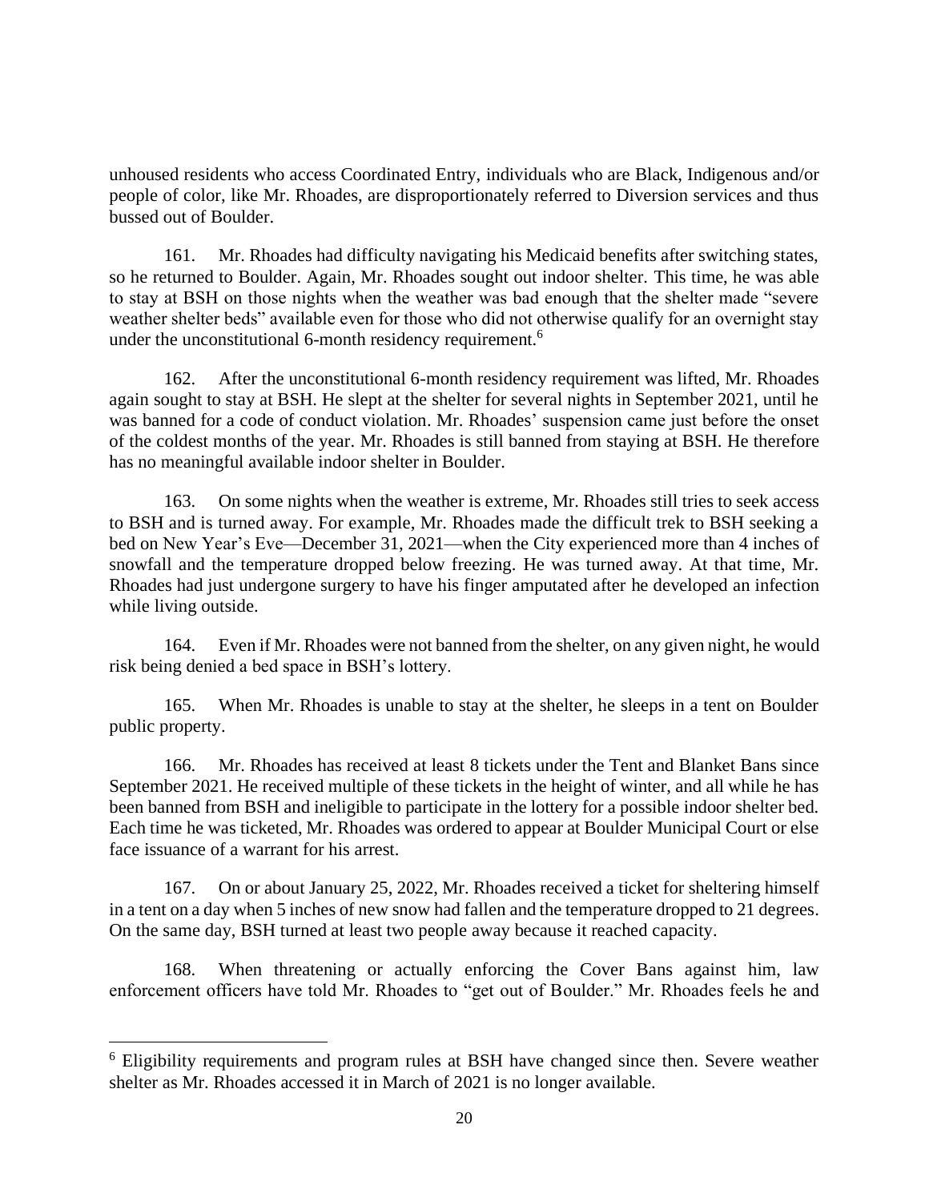unhoused residents who access Coordinated Entry, individuals who are Black, Indigenous and/or people of color, like Mr. Rhoades, are disproportionately referred to Diversion services and thus bussed out of Boulder.

161. Mr. Rhoades had difficulty navigating his Medicaid benefits after switching states, so he returned to Boulder. Again, Mr. Rhoades sought out indoor shelter. This time, he was able to stay at BSH on those nights when the weather was bad enough that the shelter made "severe weather shelter beds" available even for those who did not otherwise qualify for an overnight stay under the unconstitutional 6-month residency requirement.[6]

162. After the unconstitutional 6-month residency requirement was lifted, Mr. Rhoades again sought to stay at BSH. He slept at the shelter for several nights in September 2021, until he was banned for a code of conduct violation. Mr. Rhoades' suspension came just before the onset of the coldest months of the year. Mr. Rhoades is still banned from staying at BSH. He therefore has no meaningful available indoor shelter in Boulder.

163. On some nights when the weather is extreme, Mr. Rhoades still tries to seek access to BSH and is turned away. For example, Mr. Rhoades made the difficult trek to BSH seeking a bed on New Year's Eve—December 31, 2021—when the City experienced more than 4 inches of snowfall and the temperature dropped below freezing. He was turned away. At that time, Mr. Rhoades had just undergone surgery to have his finger amputated after he developed an infection while living outside.

164. Even if Mr. Rhoades were not banned from the shelter, on any given night, he would risk being denied a bed space in BSH's lottery.

165. When Mr. Rhoades is unable to stay at the shelter, he sleeps in a tent on Boulder public property.

166. Mr. Rhoades has received at least 8 tickets under the Tent and Blanket Bans since September 2021. He received multiple of these tickets in the height of winter, and all while he has been banned from BSH and ineligible to participate in the lottery for a possible indoor shelter bed. Each time he was ticketed, Mr. Rhoades was ordered to appear at Boulder Municipal Court or else face issuance of a warrant for his arrest.

167. On or about January 25, 2022, Mr. Rhoades received a ticket for sheltering himself in a tent on a day when 5 inches of new snow had fallen and the temperature dropped to 21 degrees. On the same day, BSH turned at least two people away because it reached capacity.

168. When threatening or actually enforcing the Cover Bans against him, law enforcement officers have told Mr. Rhoades to "get out of Boulder." Mr. Rhoades feels he and

[6] Eligibility requirements and program rules at BSH have changed since then. Severe weather shelter as Mr. Rhoades accessed it in March of 2021 is no longer available.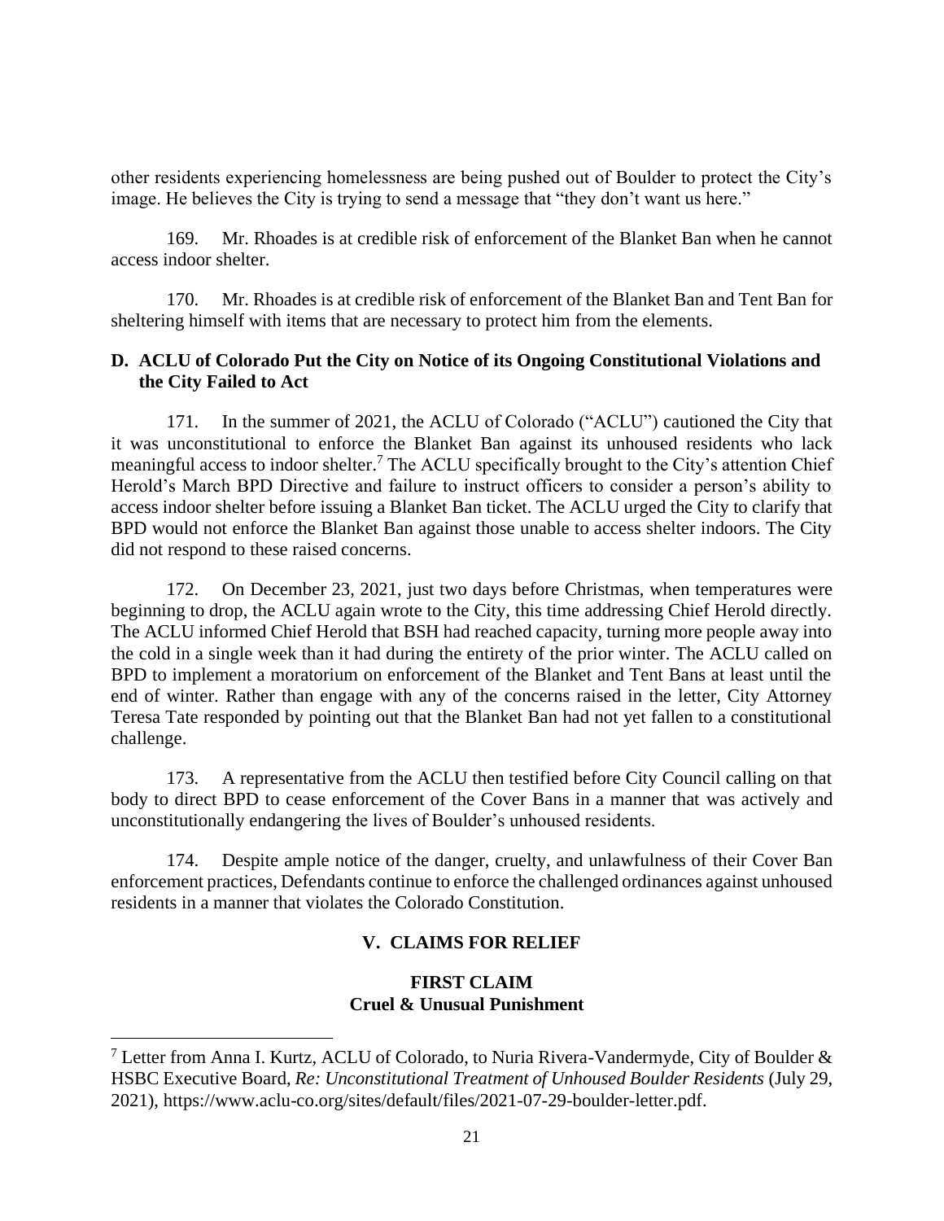other residents experiencing homelessness are being pushed out of Boulder to protect the City's image. He believes the City is trying to send a message that "they don't want us here."

169. Mr. Rhoades is at credible risk of enforcement of the Blanket Ban when he cannot access indoor shelter.

170. Mr. Rhoades is at credible risk of enforcement of the Blanket Ban and Tent Ban for sheltering himself with items that are necessary to protect him from the elements.

### D. ACLU of Colorado Put the City on Notice of its Ongoing Constitutional Violations and the City Failed to Act

171. In the summer of 2021, the ACLU of Colorado ("ACLU") cautioned the City that it was unconstitutional to enforce the Blanket Ban against its unhoused residents who lack meaningful access to indoor shelter.[7] The ACLU specifically brought to the City's attention Chief Herold's March BPD Directive and failure to instruct officers to consider a person's ability to access indoor shelter before issuing a Blanket Ban ticket. The ACLU urged the City to clarify that BPD would not enforce the Blanket Ban against those unable to access shelter indoors. The City did not respond to these raised concerns.

172. On December 23, 2021, just two days before Christmas, when temperatures were beginning to drop, the ACLU again wrote to the City, this time addressing Chief Herold directly. The ACLU informed Chief Herold that BSH had reached capacity, turning more people away into the cold in a single week than it had during the entirety of the prior winter. The ACLU called on BPD to implement a moratorium on enforcement of the Blanket and Tent Bans at least until the end of winter. Rather than engage with any of the concerns raised in the letter, City Attorney Teresa Tate responded by pointing out that the Blanket Ban had not yet fallen to a constitutional challenge.

173. A representative from the ACLU then testified before City Council calling on that body to direct BPD to cease enforcement of the Cover Bans in a manner that was actively and unconstitutionally endangering the lives of Boulder's unhoused residents.

174. Despite ample notice of the danger, cruelty, and unlawfulness of their Cover Ban enforcement practices, Defendants continue to enforce the challenged ordinances against unhoused residents in a manner that violates the Colorado Constitution.

## V. CLAIMS FOR RELIEF

### FIRST CLAIM
### Cruel & Unusual Punishment

[7] Letter from Anna I. Kurtz, ACLU of Colorado, to Nuria Rivera-Vandermyde, City of Boulder & HSBC Executive Board, *Re: Unconstitutional Treatment of Unhoused Boulder Residents* (July 29, 2021), https://www.aclu-co.org/sites/default/files/2021-07-29-boulder-letter.pdf.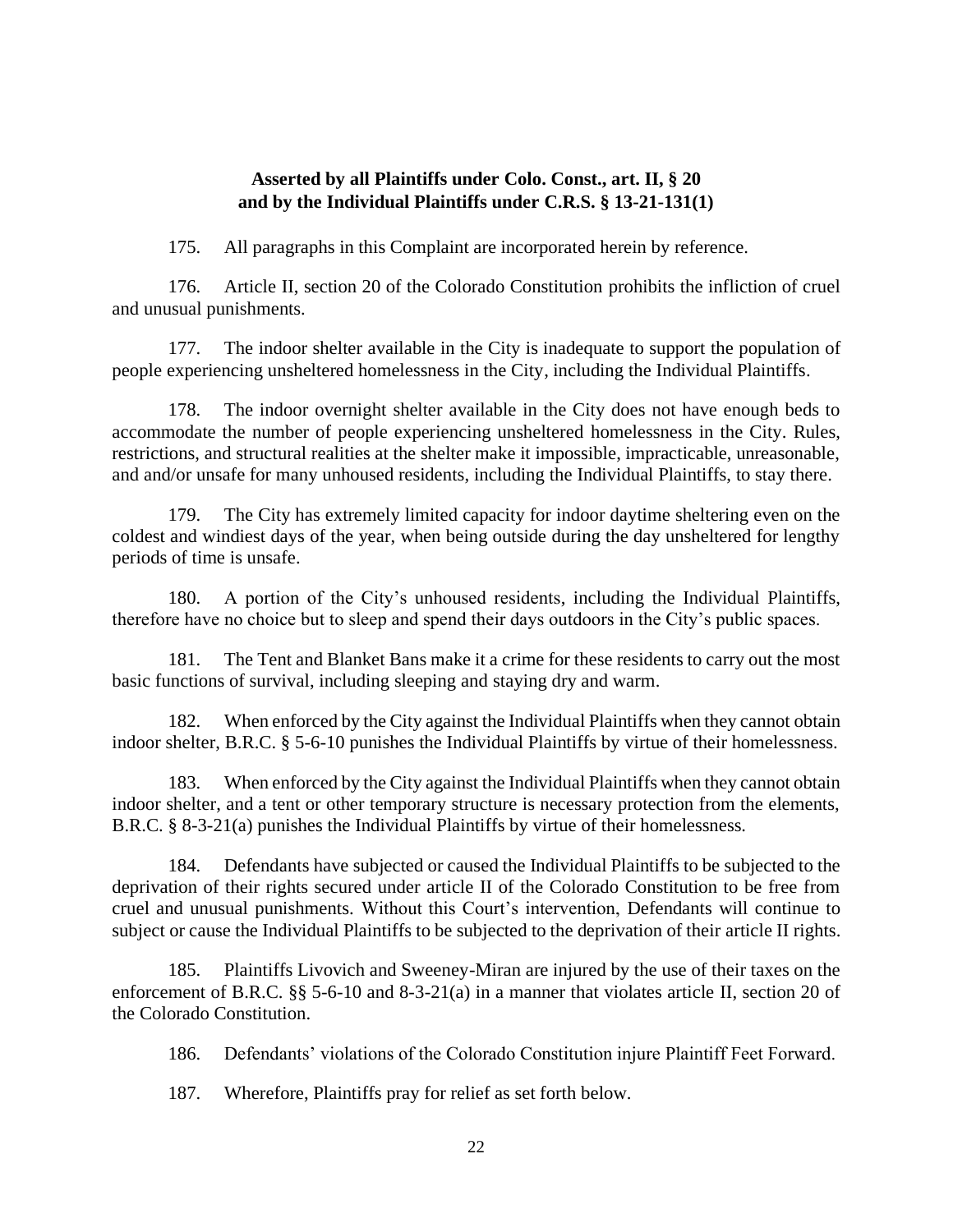**Asserted by all Plaintiffs under Colo. Const., art. II, § 20 and by the Individual Plaintiffs under C.R.S. § 13-21-131(1)**

175. All paragraphs in this Complaint are incorporated herein by reference.

176. Article II, section 20 of the Colorado Constitution prohibits the infliction of cruel and unusual punishments.

177. The indoor shelter available in the City is inadequate to support the population of people experiencing unsheltered homelessness in the City, including the Individual Plaintiffs.

178. The indoor overnight shelter available in the City does not have enough beds to accommodate the number of people experiencing unsheltered homelessness in the City. Rules, restrictions, and structural realities at the shelter make it impossible, impracticable, unreasonable, and and/or unsafe for many unhoused residents, including the Individual Plaintiffs, to stay there.

179. The City has extremely limited capacity for indoor daytime sheltering even on the coldest and windiest days of the year, when being outside during the day unsheltered for lengthy periods of time is unsafe.

180. A portion of the City's unhoused residents, including the Individual Plaintiffs, therefore have no choice but to sleep and spend their days outdoors in the City's public spaces.

181. The Tent and Blanket Bans make it a crime for these residents to carry out the most basic functions of survival, including sleeping and staying dry and warm.

182. When enforced by the City against the Individual Plaintiffs when they cannot obtain indoor shelter, B.R.C. § 5-6-10 punishes the Individual Plaintiffs by virtue of their homelessness.

183. When enforced by the City against the Individual Plaintiffs when they cannot obtain indoor shelter, and a tent or other temporary structure is necessary protection from the elements, B.R.C. § 8-3-21(a) punishes the Individual Plaintiffs by virtue of their homelessness.

184. Defendants have subjected or caused the Individual Plaintiffs to be subjected to the deprivation of their rights secured under article II of the Colorado Constitution to be free from cruel and unusual punishments. Without this Court's intervention, Defendants will continue to subject or cause the Individual Plaintiffs to be subjected to the deprivation of their article II rights.

185. Plaintiffs Livovich and Sweeney-Miran are injured by the use of their taxes on the enforcement of B.R.C. §§ 5-6-10 and 8-3-21(a) in a manner that violates article II, section 20 of the Colorado Constitution.

186. Defendants' violations of the Colorado Constitution injure Plaintiff Feet Forward.

187. Wherefore, Plaintiffs pray for relief as set forth below.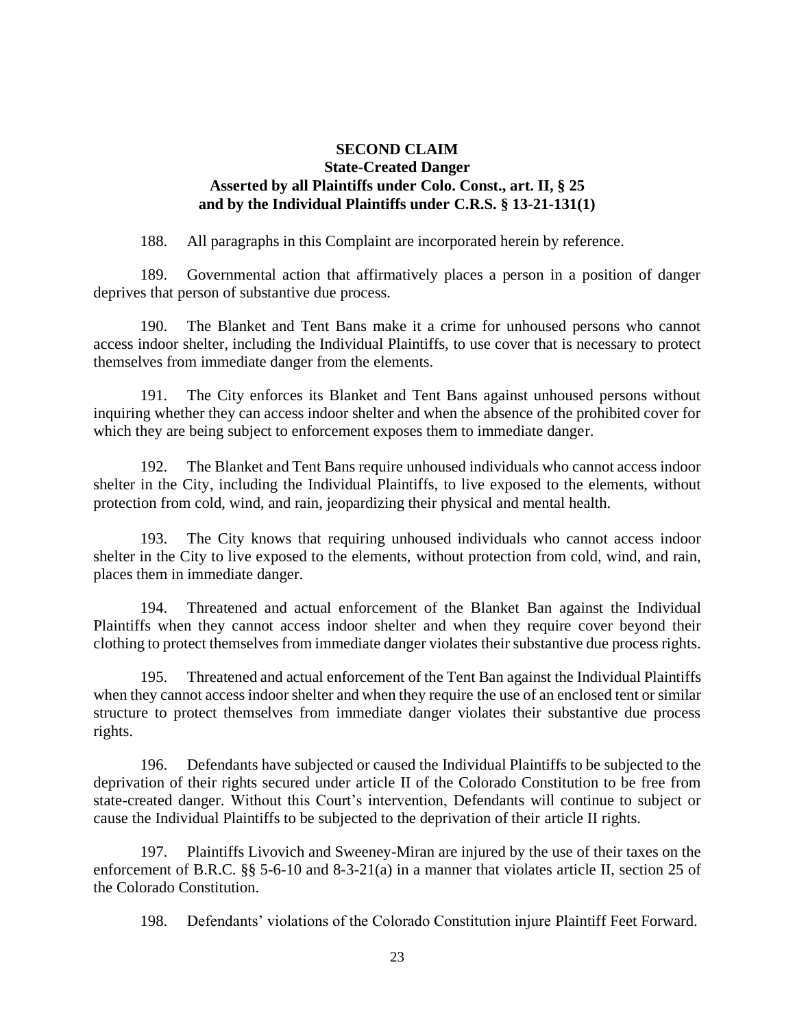**SECOND CLAIM**
**State-Created Danger**
**Asserted by all Plaintiffs under Colo. Const., art. II, § 25**
**and by the Individual Plaintiffs under C.R.S. § 13-21-131(1)**

188. All paragraphs in this Complaint are incorporated herein by reference.

189. Governmental action that affirmatively places a person in a position of danger deprives that person of substantive due process.

190. The Blanket and Tent Bans make it a crime for unhoused persons who cannot access indoor shelter, including the Individual Plaintiffs, to use cover that is necessary to protect themselves from immediate danger from the elements.

191. The City enforces its Blanket and Tent Bans against unhoused persons without inquiring whether they can access indoor shelter and when the absence of the prohibited cover for which they are being subject to enforcement exposes them to immediate danger.

192. The Blanket and Tent Bans require unhoused individuals who cannot access indoor shelter in the City, including the Individual Plaintiffs, to live exposed to the elements, without protection from cold, wind, and rain, jeopardizing their physical and mental health.

193. The City knows that requiring unhoused individuals who cannot access indoor shelter in the City to live exposed to the elements, without protection from cold, wind, and rain, places them in immediate danger.

194. Threatened and actual enforcement of the Blanket Ban against the Individual Plaintiffs when they cannot access indoor shelter and when they require cover beyond their clothing to protect themselves from immediate danger violates their substantive due process rights.

195. Threatened and actual enforcement of the Tent Ban against the Individual Plaintiffs when they cannot access indoor shelter and when they require the use of an enclosed tent or similar structure to protect themselves from immediate danger violates their substantive due process rights.

196. Defendants have subjected or caused the Individual Plaintiffs to be subjected to the deprivation of their rights secured under article II of the Colorado Constitution to be free from state-created danger. Without this Court's intervention, Defendants will continue to subject or cause the Individual Plaintiffs to be subjected to the deprivation of their article II rights.

197. Plaintiffs Livovich and Sweeney-Miran are injured by the use of their taxes on the enforcement of B.R.C. §§ 5-6-10 and 8-3-21(a) in a manner that violates article II, section 25 of the Colorado Constitution.

198. Defendants' violations of the Colorado Constitution injure Plaintiff Feet Forward.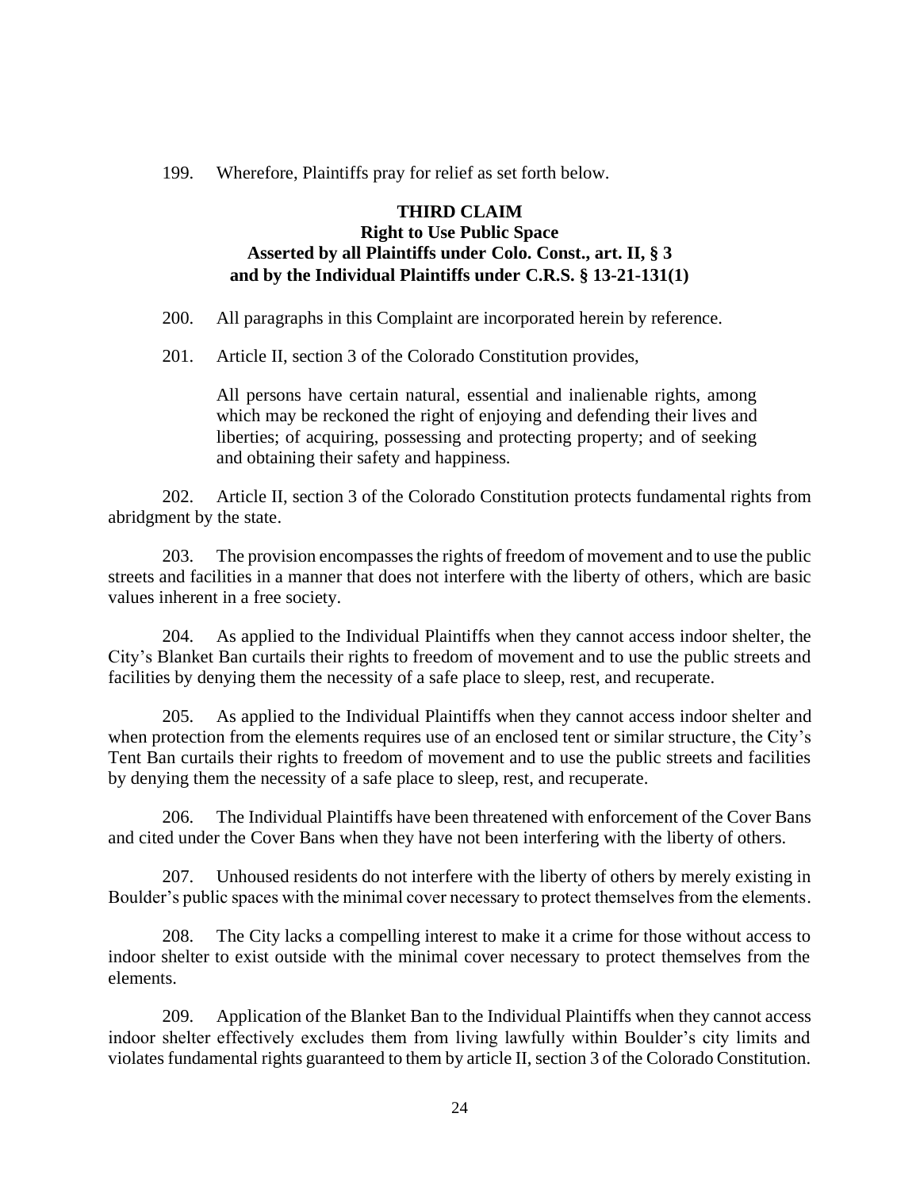199. Wherefore, Plaintiffs pray for relief as set forth below.

**THIRD CLAIM**
**Right to Use Public Space**
**Asserted by all Plaintiffs under Colo. Const., art. II, § 3**
**and by the Individual Plaintiffs under C.R.S. § 13-21-131(1)**

200. All paragraphs in this Complaint are incorporated herein by reference.

201. Article II, section 3 of the Colorado Constitution provides,

> All persons have certain natural, essential and inalienable rights, among which may be reckoned the right of enjoying and defending their lives and liberties; of acquiring, possessing and protecting property; and of seeking and obtaining their safety and happiness.

202. Article II, section 3 of the Colorado Constitution protects fundamental rights from abridgment by the state.

203. The provision encompasses the rights of freedom of movement and to use the public streets and facilities in a manner that does not interfere with the liberty of others, which are basic values inherent in a free society.

204. As applied to the Individual Plaintiffs when they cannot access indoor shelter, the City's Blanket Ban curtails their rights to freedom of movement and to use the public streets and facilities by denying them the necessity of a safe place to sleep, rest, and recuperate.

205. As applied to the Individual Plaintiffs when they cannot access indoor shelter and when protection from the elements requires use of an enclosed tent or similar structure, the City's Tent Ban curtails their rights to freedom of movement and to use the public streets and facilities by denying them the necessity of a safe place to sleep, rest, and recuperate.

206. The Individual Plaintiffs have been threatened with enforcement of the Cover Bans and cited under the Cover Bans when they have not been interfering with the liberty of others.

207. Unhoused residents do not interfere with the liberty of others by merely existing in Boulder's public spaces with the minimal cover necessary to protect themselves from the elements.

208. The City lacks a compelling interest to make it a crime for those without access to indoor shelter to exist outside with the minimal cover necessary to protect themselves from the elements.

209. Application of the Blanket Ban to the Individual Plaintiffs when they cannot access indoor shelter effectively excludes them from living lawfully within Boulder's city limits and violates fundamental rights guaranteed to them by article II, section 3 of the Colorado Constitution.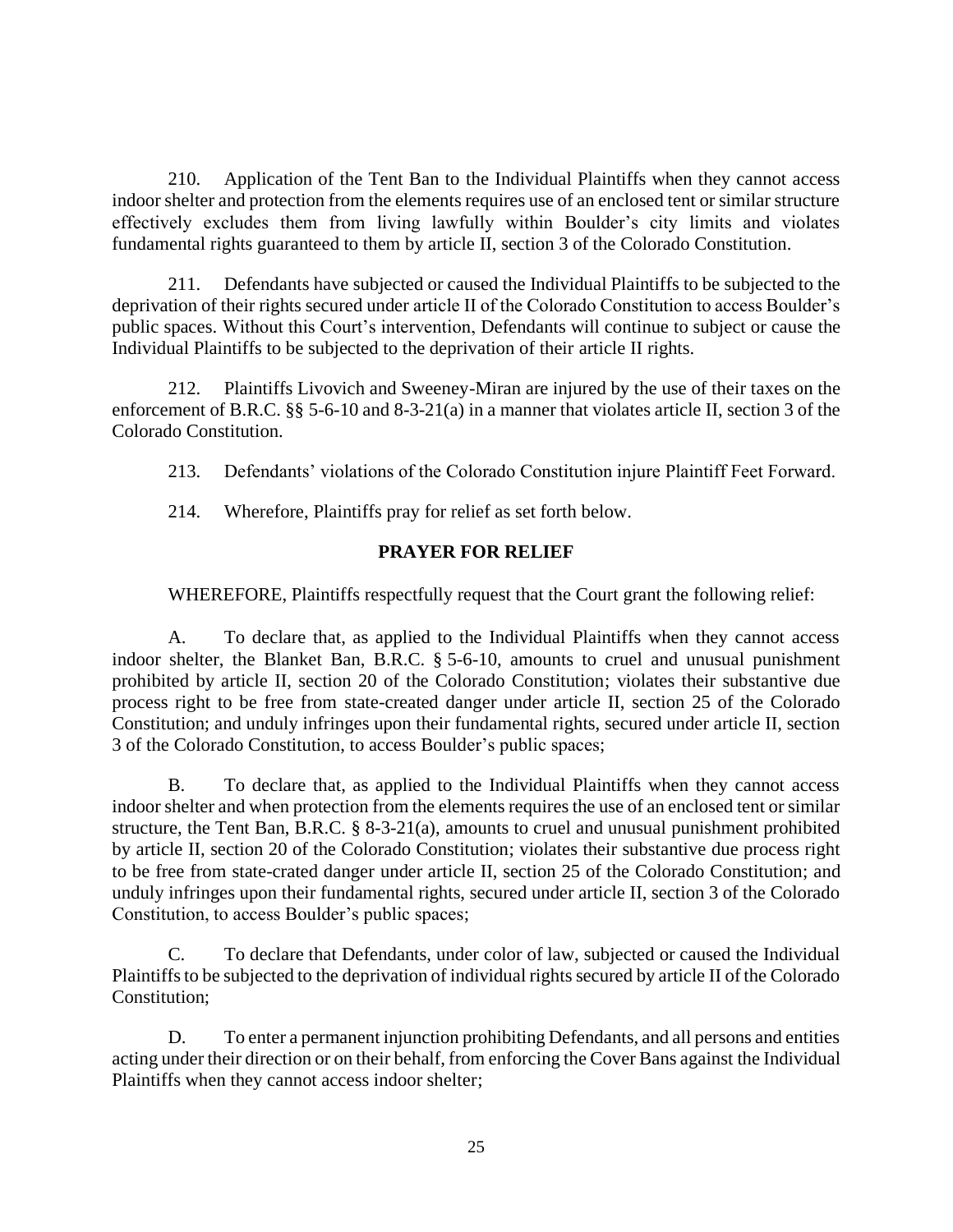210. Application of the Tent Ban to the Individual Plaintiffs when they cannot access indoor shelter and protection from the elements requires use of an enclosed tent or similar structure effectively excludes them from living lawfully within Boulder's city limits and violates fundamental rights guaranteed to them by article II, section 3 of the Colorado Constitution.

211. Defendants have subjected or caused the Individual Plaintiffs to be subjected to the deprivation of their rights secured under article II of the Colorado Constitution to access Boulder's public spaces. Without this Court's intervention, Defendants will continue to subject or cause the Individual Plaintiffs to be subjected to the deprivation of their article II rights.

212. Plaintiffs Livovich and Sweeney-Miran are injured by the use of their taxes on the enforcement of B.R.C. §§ 5-6-10 and 8-3-21(a) in a manner that violates article II, section 3 of the Colorado Constitution.

213. Defendants' violations of the Colorado Constitution injure Plaintiff Feet Forward.

214. Wherefore, Plaintiffs pray for relief as set forth below.

## PRAYER FOR RELIEF

WHEREFORE, Plaintiffs respectfully request that the Court grant the following relief:

A. To declare that, as applied to the Individual Plaintiffs when they cannot access indoor shelter, the Blanket Ban, B.R.C. § 5-6-10, amounts to cruel and unusual punishment prohibited by article II, section 20 of the Colorado Constitution; violates their substantive due process right to be free from state-created danger under article II, section 25 of the Colorado Constitution; and unduly infringes upon their fundamental rights, secured under article II, section 3 of the Colorado Constitution, to access Boulder's public spaces;

B. To declare that, as applied to the Individual Plaintiffs when they cannot access indoor shelter and when protection from the elements requires the use of an enclosed tent or similar structure, the Tent Ban, B.R.C. § 8-3-21(a), amounts to cruel and unusual punishment prohibited by article II, section 20 of the Colorado Constitution; violates their substantive due process right to be free from state-crated danger under article II, section 25 of the Colorado Constitution; and unduly infringes upon their fundamental rights, secured under article II, section 3 of the Colorado Constitution, to access Boulder's public spaces;

C. To declare that Defendants, under color of law, subjected or caused the Individual Plaintiffs to be subjected to the deprivation of individual rights secured by article II of the Colorado Constitution;

D. To enter a permanent injunction prohibiting Defendants, and all persons and entities acting under their direction or on their behalf, from enforcing the Cover Bans against the Individual Plaintiffs when they cannot access indoor shelter;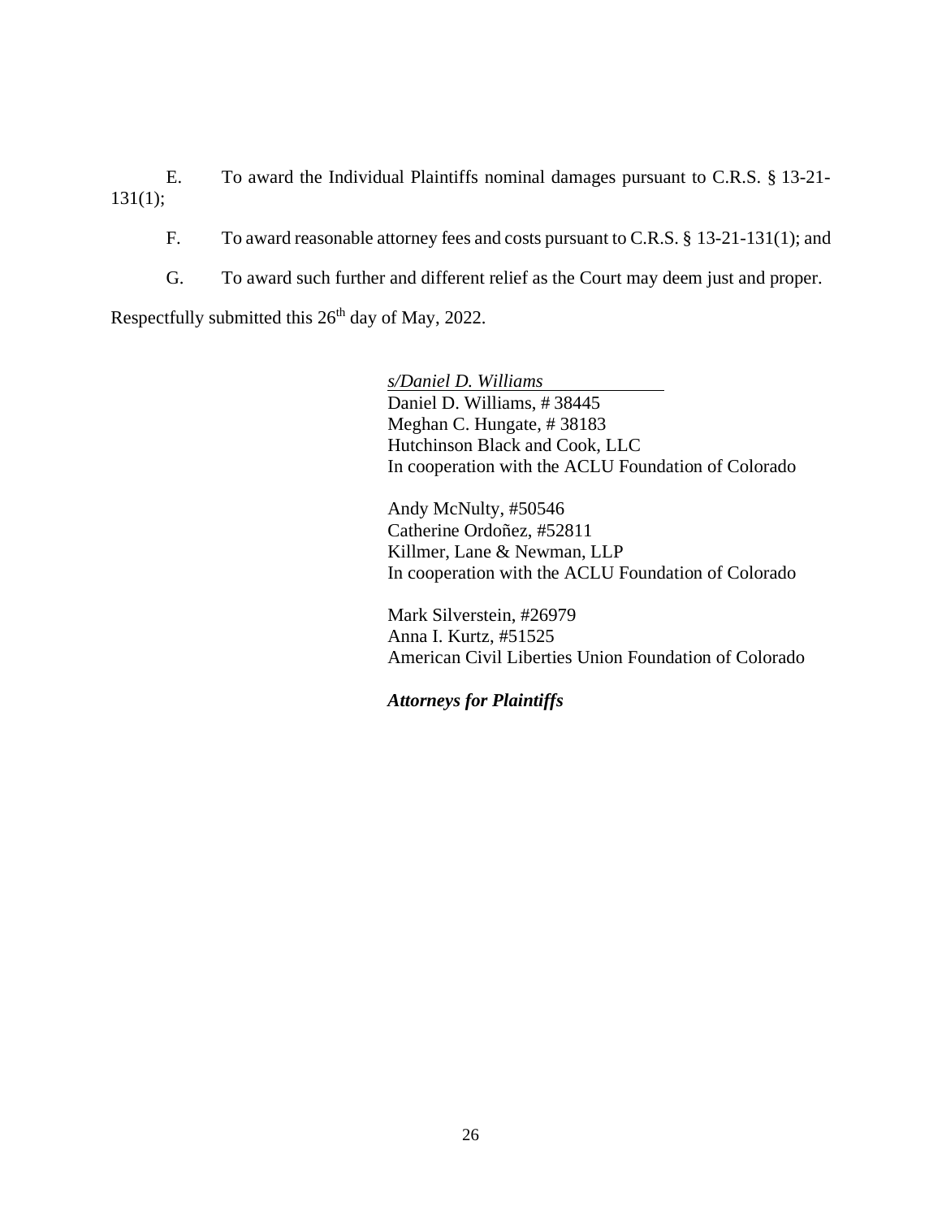E. To award the Individual Plaintiffs nominal damages pursuant to C.R.S. § 13-21-131(1);

F. To award reasonable attorney fees and costs pursuant to C.R.S. § 13-21-131(1); and

G. To award such further and different relief as the Court may deem just and proper.

Respectfully submitted this 26th day of May, 2022.

*s/Daniel D. Williams*
Daniel D. Williams, # 38445
Meghan C. Hungate, # 38183
Hutchinson Black and Cook, LLC
In cooperation with the ACLU Foundation of Colorado

Andy McNulty, #50546
Catherine Ordoñez, #52811
Killmer, Lane & Newman, LLP
In cooperation with the ACLU Foundation of Colorado

Mark Silverstein, #26979
Anna I. Kurtz, #51525
American Civil Liberties Union Foundation of Colorado

***Attorneys for Plaintiffs***